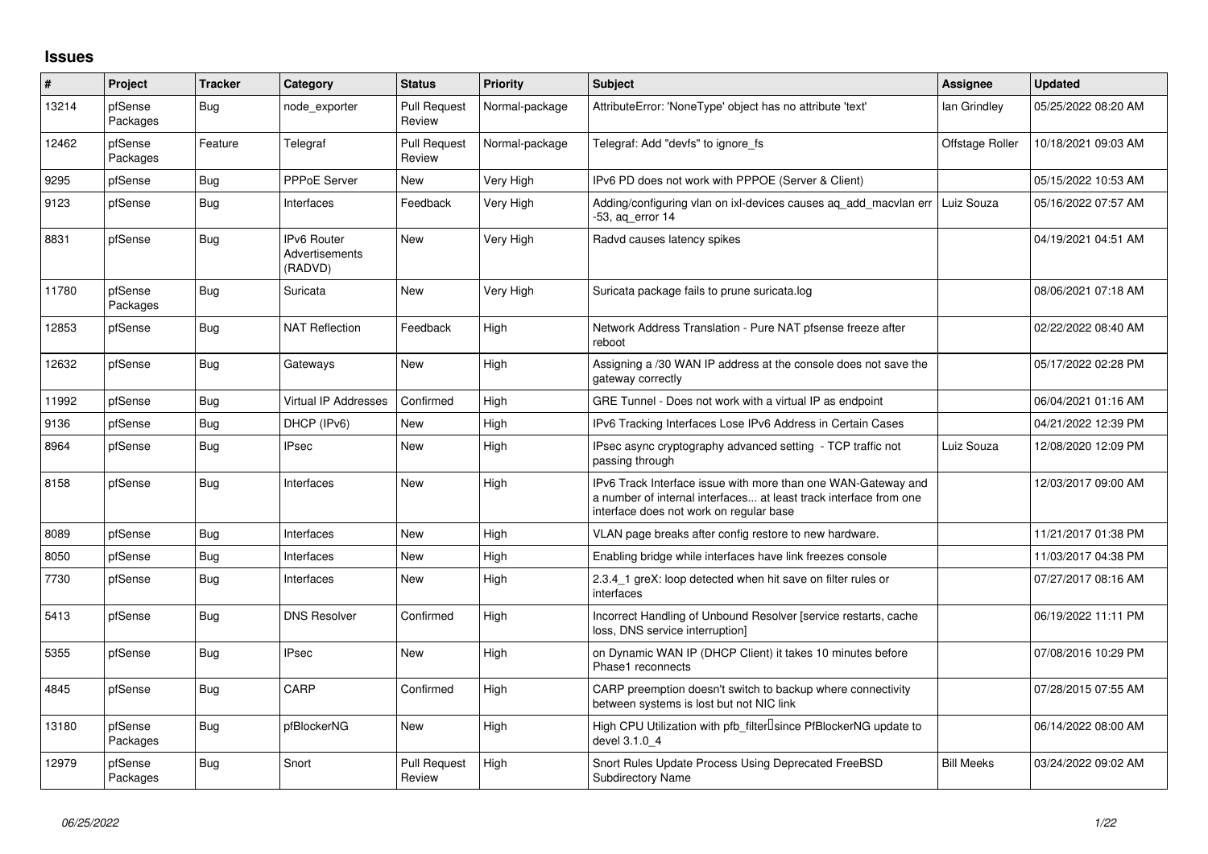## Issues

| # | Project | Tracker | Category | Status | Priority | Subject | Assignee | Updated |
|---|---|---|---|---|---|---|---|---|
| 13214 | pfSense Packages | Bug | node_exporter | Pull Request Review | Normal-package | AttributeError: 'NoneType' object has no attribute 'text' | Ian Grindley | 05/25/2022 08:20 AM |
| 12462 | pfSense Packages | Feature | Telegraf | Pull Request Review | Normal-package | Telegraf: Add "devfs" to ignore_fs | Offstage Roller | 10/18/2021 09:03 AM |
| 9295 | pfSense | Bug | PPPoE Server | New | Very High | IPv6 PD does not work with PPPOE (Server & Client) | | 05/15/2022 10:53 AM |
| 9123 | pfSense | Bug | Interfaces | Feedback | Very High | Adding/configuring vlan on ixl-devices causes aq_add_macvlan err -53, aq_error 14 | Luiz Souza | 05/16/2022 07:57 AM |
| 8831 | pfSense | Bug | IPv6 Router Advertisements (RADVD) | New | Very High | Radvd causes latency spikes | | 04/19/2021 04:51 AM |
| 11780 | pfSense Packages | Bug | Suricata | New | Very High | Suricata package fails to prune suricata.log | | 08/06/2021 07:18 AM |
| 12853 | pfSense | Bug | NAT Reflection | Feedback | High | Network Address Translation - Pure NAT pfsense freeze after reboot | | 02/22/2022 08:40 AM |
| 12632 | pfSense | Bug | Gateways | New | High | Assigning a /30 WAN IP address at the console does not save the gateway correctly | | 05/17/2022 02:28 PM |
| 11992 | pfSense | Bug | Virtual IP Addresses | Confirmed | High | GRE Tunnel - Does not work with a virtual IP as endpoint | | 06/04/2021 01:16 AM |
| 9136 | pfSense | Bug | DHCP (IPv6) | New | High | IPv6 Tracking Interfaces Lose IPv6 Address in Certain Cases | | 04/21/2022 12:39 PM |
| 8964 | pfSense | Bug | IPsec | New | High | IPsec async cryptography advanced setting - TCP traffic not passing through | Luiz Souza | 12/08/2020 12:09 PM |
| 8158 | pfSense | Bug | Interfaces | New | High | IPv6 Track Interface issue with more than one WAN-Gateway and a number of internal interfaces... at least track interface from one interface does not work on regular base | | 12/03/2017 09:00 AM |
| 8089 | pfSense | Bug | Interfaces | New | High | VLAN page breaks after config restore to new hardware. | | 11/21/2017 01:38 PM |
| 8050 | pfSense | Bug | Interfaces | New | High | Enabling bridge while interfaces have link freezes console | | 11/03/2017 04:38 PM |
| 7730 | pfSense | Bug | Interfaces | New | High | 2.3.4_1 greX: loop detected when hit save on filter rules or interfaces | | 07/27/2017 08:16 AM |
| 5413 | pfSense | Bug | DNS Resolver | Confirmed | High | Incorrect Handling of Unbound Resolver [service restarts, cache loss, DNS service interruption] | | 06/19/2022 11:11 PM |
| 5355 | pfSense | Bug | IPsec | New | High | on Dynamic WAN IP (DHCP Client) it takes 10 minutes before Phase1 reconnects | | 07/08/2016 10:29 PM |
| 4845 | pfSense | Bug | CARP | Confirmed | High | CARP preemption doesn't switch to backup where connectivity between systems is lost but not NIC link | | 07/28/2015 07:55 AM |
| 13180 | pfSense Packages | Bug | pfBlockerNG | New | High | High CPU Utilization with pfb_filter since PfBlockerNG update to devel 3.1.0_4 | | 06/14/2022 08:00 AM |
| 12979 | pfSense Packages | Bug | Snort | Pull Request Review | High | Snort Rules Update Process Using Deprecated FreeBSD Subdirectory Name | Bill Meeks | 03/24/2022 09:02 AM |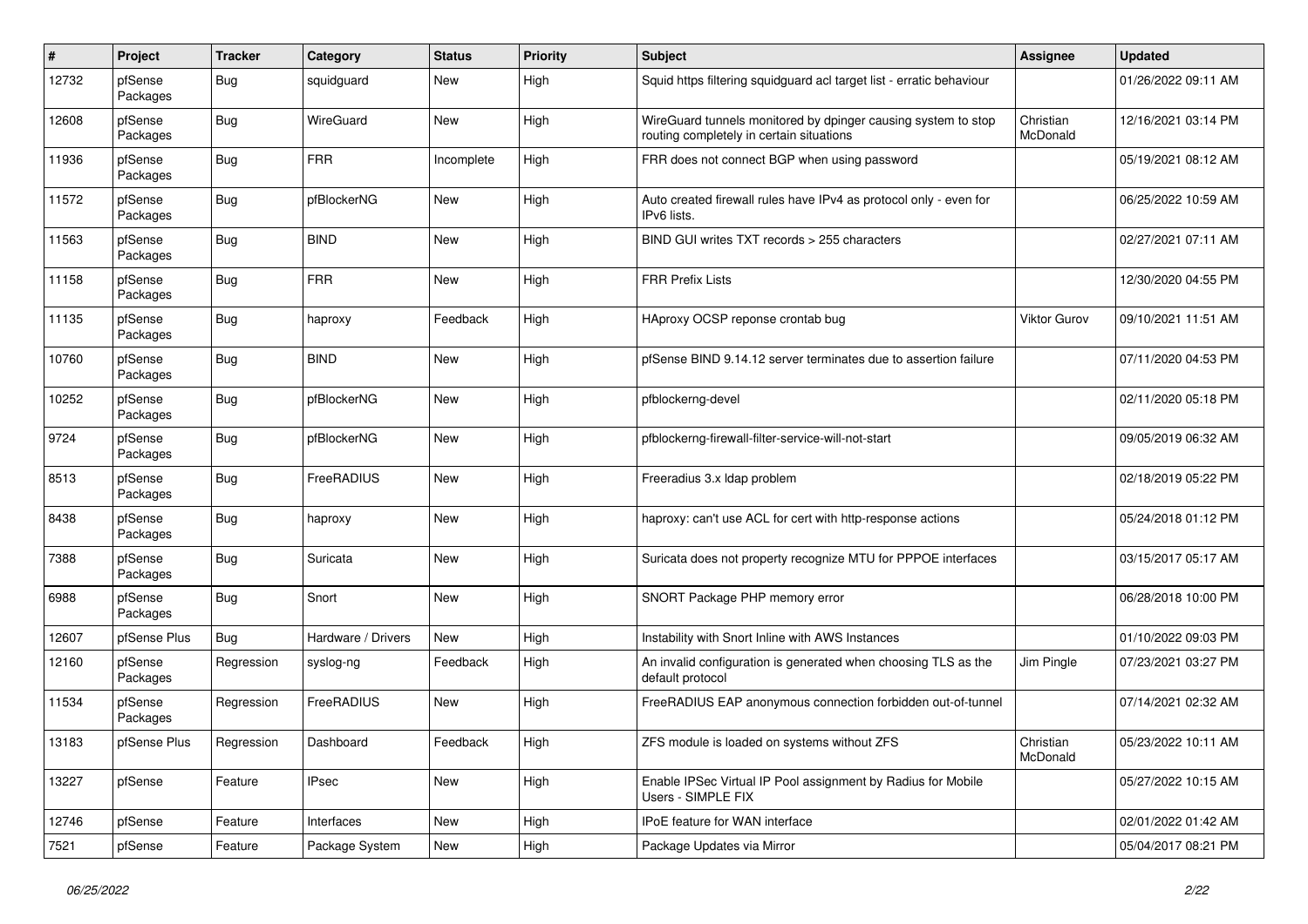| # | Project | Tracker | Category | Status | Priority | Subject | Assignee | Updated |
|---|---|---|---|---|---|---|---|---|
| 12732 | pfSense Packages | Bug | squidguard | New | High | Squid https filtering squidguard acl target list - erratic behaviour | | 01/26/2022 09:11 AM |
| 12608 | pfSense Packages | Bug | WireGuard | New | High | WireGuard tunnels monitored by dpinger causing system to stop routing completely in certain situations | Christian McDonald | 12/16/2021 03:14 PM |
| 11936 | pfSense Packages | Bug | FRR | Incomplete | High | FRR does not connect BGP when using password | | 05/19/2021 08:12 AM |
| 11572 | pfSense Packages | Bug | pfBlockerNG | New | High | Auto created firewall rules have IPv4 as protocol only - even for IPv6 lists. | | 06/25/2022 10:59 AM |
| 11563 | pfSense Packages | Bug | BIND | New | High | BIND GUI writes TXT records > 255 characters | | 02/27/2021 07:11 AM |
| 11158 | pfSense Packages | Bug | FRR | New | High | FRR Prefix Lists | | 12/30/2020 04:55 PM |
| 11135 | pfSense Packages | Bug | haproxy | Feedback | High | HAproxy OCSP reponse crontab bug | Viktor Gurov | 09/10/2021 11:51 AM |
| 10760 | pfSense Packages | Bug | BIND | New | High | pfSense BIND 9.14.12 server terminates due to assertion failure | | 07/11/2020 04:53 PM |
| 10252 | pfSense Packages | Bug | pfBlockerNG | New | High | pfblockerng-devel | | 02/11/2020 05:18 PM |
| 9724 | pfSense Packages | Bug | pfBlockerNG | New | High | pfblockerng-firewall-filter-service-will-not-start | | 09/05/2019 06:32 AM |
| 8513 | pfSense Packages | Bug | FreeRADIUS | New | High | Freeradius 3.x ldap problem | | 02/18/2019 05:22 PM |
| 8438 | pfSense Packages | Bug | haproxy | New | High | haproxy: can't use ACL for cert with http-response actions | | 05/24/2018 01:12 PM |
| 7388 | pfSense Packages | Bug | Suricata | New | High | Suricata does not property recognize MTU for PPPOE interfaces | | 03/15/2017 05:17 AM |
| 6988 | pfSense Packages | Bug | Snort | New | High | SNORT Package PHP memory error | | 06/28/2018 10:00 PM |
| 12607 | pfSense Plus | Bug | Hardware / Drivers | New | High | Instability with Snort Inline with AWS Instances | | 01/10/2022 09:03 PM |
| 12160 | pfSense Packages | Regression | syslog-ng | Feedback | High | An invalid configuration is generated when choosing TLS as the default protocol | Jim Pingle | 07/23/2021 03:27 PM |
| 11534 | pfSense Packages | Regression | FreeRADIUS | New | High | FreeRADIUS EAP anonymous connection forbidden out-of-tunnel | | 07/14/2021 02:32 AM |
| 13183 | pfSense Plus | Regression | Dashboard | Feedback | High | ZFS module is loaded on systems without ZFS | Christian McDonald | 05/23/2022 10:11 AM |
| 13227 | pfSense | Feature | IPsec | New | High | Enable IPSec Virtual IP Pool assignment by Radius for Mobile Users - SIMPLE FIX | | 05/27/2022 10:15 AM |
| 12746 | pfSense | Feature | Interfaces | New | High | IPoE feature for WAN interface | | 02/01/2022 01:42 AM |
| 7521 | pfSense | Feature | Package System | New | High | Package Updates via Mirror | | 05/04/2017 08:21 PM |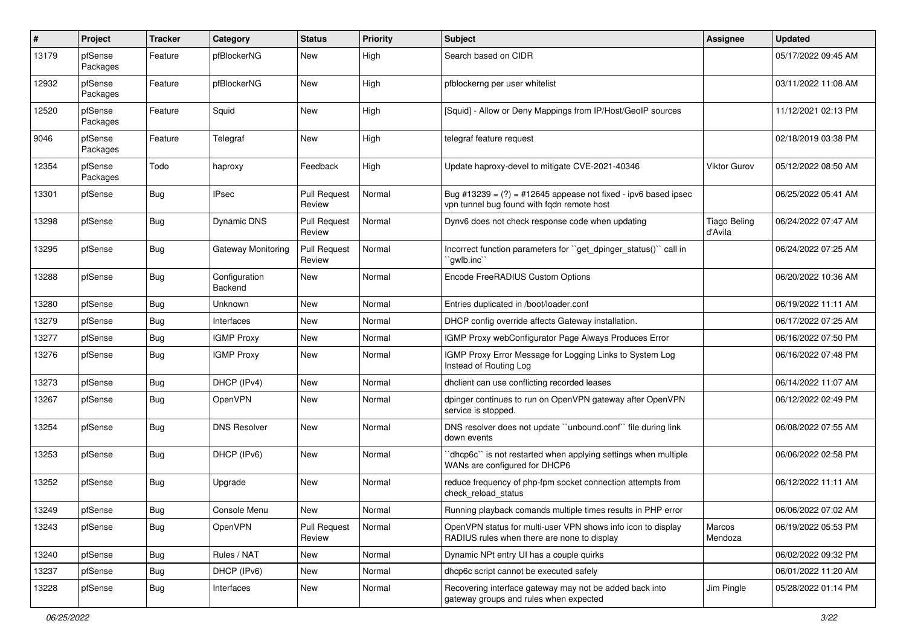| # | Project | Tracker | Category | Status | Priority | Subject | Assignee | Updated |
|---|---|---|---|---|---|---|---|---|
| 13179 | pfSense Packages | Feature | pfBlockerNG | New | High | Search based on CIDR | | 05/17/2022 09:45 AM |
| 12932 | pfSense Packages | Feature | pfBlockerNG | New | High | pfblockerng per user whitelist | | 03/11/2022 11:08 AM |
| 12520 | pfSense Packages | Feature | Squid | New | High | [Squid] - Allow or Deny Mappings from IP/Host/GeoIP sources | | 11/12/2021 02:13 PM |
| 9046 | pfSense Packages | Feature | Telegraf | New | High | telegraf feature request | | 02/18/2019 03:38 PM |
| 12354 | pfSense Packages | Todo | haproxy | Feedback | High | Update haproxy-devel to mitigate CVE-2021-40346 | Viktor Gurov | 05/12/2022 08:50 AM |
| 13301 | pfSense | Bug | IPsec | Pull Request Review | Normal | Bug #13239 = (?) = #12645 appease not fixed - ipv6 based ipsec vpn tunnel bug found with fqdn remote host | | 06/25/2022 05:41 AM |
| 13298 | pfSense | Bug | Dynamic DNS | Pull Request Review | Normal | Dynv6 does not check response code when updating | Tiago Beling d'Avila | 06/24/2022 07:47 AM |
| 13295 | pfSense | Bug | Gateway Monitoring | Pull Request Review | Normal | Incorrect function parameters for ``get_dpinger_status()`` call in ``gwlb.inc`` | | 06/24/2022 07:25 AM |
| 13288 | pfSense | Bug | Configuration Backend | New | Normal | Encode FreeRADIUS Custom Options | | 06/20/2022 10:36 AM |
| 13280 | pfSense | Bug | Unknown | New | Normal | Entries duplicated in /boot/loader.conf | | 06/19/2022 11:11 AM |
| 13279 | pfSense | Bug | Interfaces | New | Normal | DHCP config override affects Gateway installation. | | 06/17/2022 07:25 AM |
| 13277 | pfSense | Bug | IGMP Proxy | New | Normal | IGMP Proxy webConfigurator Page Always Produces Error | | 06/16/2022 07:50 PM |
| 13276 | pfSense | Bug | IGMP Proxy | New | Normal | IGMP Proxy Error Message for Logging Links to System Log Instead of Routing Log | | 06/16/2022 07:48 PM |
| 13273 | pfSense | Bug | DHCP (IPv4) | New | Normal | dhclient can use conflicting recorded leases | | 06/14/2022 11:07 AM |
| 13267 | pfSense | Bug | OpenVPN | New | Normal | dpinger continues to run on OpenVPN gateway after OpenVPN service is stopped. | | 06/12/2022 02:49 PM |
| 13254 | pfSense | Bug | DNS Resolver | New | Normal | DNS resolver does not update ``unbound.conf`` file during link down events | | 06/08/2022 07:55 AM |
| 13253 | pfSense | Bug | DHCP (IPv6) | New | Normal | ``dhcp6c`` is not restarted when applying settings when multiple WANs are configured for DHCP6 | | 06/06/2022 02:58 PM |
| 13252 | pfSense | Bug | Upgrade | New | Normal | reduce frequency of php-fpm socket connection attempts from check_reload_status | | 06/12/2022 11:11 AM |
| 13249 | pfSense | Bug | Console Menu | New | Normal | Running playback comands multiple times results in PHP error | | 06/06/2022 07:02 AM |
| 13243 | pfSense | Bug | OpenVPN | Pull Request Review | Normal | OpenVPN status for multi-user VPN shows info icon to display RADIUS rules when there are none to display | Marcos Mendoza | 06/19/2022 05:53 PM |
| 13240 | pfSense | Bug | Rules / NAT | New | Normal | Dynamic NPt entry UI has a couple quirks | | 06/02/2022 09:32 PM |
| 13237 | pfSense | Bug | DHCP (IPv6) | New | Normal | dhcp6c script cannot be executed safely | | 06/01/2022 11:20 AM |
| 13228 | pfSense | Bug | Interfaces | New | Normal | Recovering interface gateway may not be added back into gateway groups and rules when expected | Jim Pingle | 05/28/2022 01:14 PM |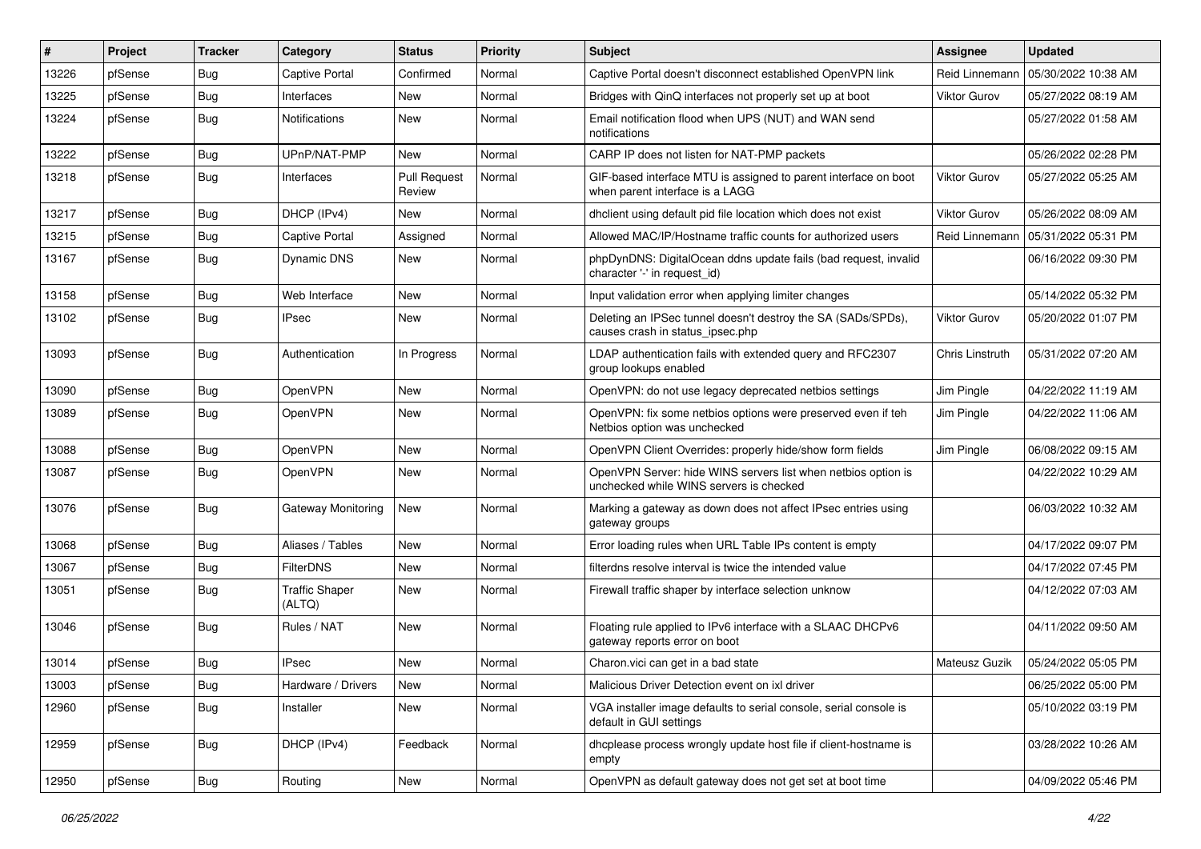| # | Project | Tracker | Category | Status | Priority | Subject | Assignee | Updated |
|---|---|---|---|---|---|---|---|---|
| 13226 | pfSense | Bug | Captive Portal | Confirmed | Normal | Captive Portal doesn't disconnect established OpenVPN link | Reid Linnemann | 05/30/2022 10:38 AM |
| 13225 | pfSense | Bug | Interfaces | New | Normal | Bridges with QinQ interfaces not properly set up at boot | Viktor Gurov | 05/27/2022 08:19 AM |
| 13224 | pfSense | Bug | Notifications | New | Normal | Email notification flood when UPS (NUT) and WAN send notifications | | 05/27/2022 01:58 AM |
| 13222 | pfSense | Bug | UPnP/NAT-PMP | New | Normal | CARP IP does not listen for NAT-PMP packets | | 05/26/2022 02:28 PM |
| 13218 | pfSense | Bug | Interfaces | Pull Request Review | Normal | GIF-based interface MTU is assigned to parent interface on boot when parent interface is a LAGG | Viktor Gurov | 05/27/2022 05:25 AM |
| 13217 | pfSense | Bug | DHCP (IPv4) | New | Normal | dhclient using default pid file location which does not exist | Viktor Gurov | 05/26/2022 08:09 AM |
| 13215 | pfSense | Bug | Captive Portal | Assigned | Normal | Allowed MAC/IP/Hostname traffic counts for authorized users | Reid Linnemann | 05/31/2022 05:31 PM |
| 13167 | pfSense | Bug | Dynamic DNS | New | Normal | phpDynDNS: DigitalOcean ddns update fails (bad request, invalid character '-' in request_id) | | 06/16/2022 09:30 PM |
| 13158 | pfSense | Bug | Web Interface | New | Normal | Input validation error when applying limiter changes | | 05/14/2022 05:32 PM |
| 13102 | pfSense | Bug | IPsec | New | Normal | Deleting an IPSec tunnel doesn't destroy the SA (SADs/SPDs), causes crash in status_ipsec.php | Viktor Gurov | 05/20/2022 01:07 PM |
| 13093 | pfSense | Bug | Authentication | In Progress | Normal | LDAP authentication fails with extended query and RFC2307 group lookups enabled | Chris Linstruth | 05/31/2022 07:20 AM |
| 13090 | pfSense | Bug | OpenVPN | New | Normal | OpenVPN: do not use legacy deprecated netbios settings | Jim Pingle | 04/22/2022 11:19 AM |
| 13089 | pfSense | Bug | OpenVPN | New | Normal | OpenVPN: fix some netbios options were preserved even if teh Netbios option was unchecked | Jim Pingle | 04/22/2022 11:06 AM |
| 13088 | pfSense | Bug | OpenVPN | New | Normal | OpenVPN Client Overrides: properly hide/show form fields | Jim Pingle | 06/08/2022 09:15 AM |
| 13087 | pfSense | Bug | OpenVPN | New | Normal | OpenVPN Server: hide WINS servers list when netbios option is unchecked while WINS servers is checked | | 04/22/2022 10:29 AM |
| 13076 | pfSense | Bug | Gateway Monitoring | New | Normal | Marking a gateway as down does not affect IPsec entries using gateway groups | | 06/03/2022 10:32 AM |
| 13068 | pfSense | Bug | Aliases / Tables | New | Normal | Error loading rules when URL Table IPs content is empty | | 04/17/2022 09:07 PM |
| 13067 | pfSense | Bug | FilterDNS | New | Normal | filterdns resolve interval is twice the intended value | | 04/17/2022 07:45 PM |
| 13051 | pfSense | Bug | Traffic Shaper (ALTQ) | New | Normal | Firewall traffic shaper by interface selection unknow | | 04/12/2022 07:03 AM |
| 13046 | pfSense | Bug | Rules / NAT | New | Normal | Floating rule applied to IPv6 interface with a SLAAC DHCPv6 gateway reports error on boot | | 04/11/2022 09:50 AM |
| 13014 | pfSense | Bug | IPsec | New | Normal | Charon.vici can get in a bad state | Mateusz Guzik | 05/24/2022 05:05 PM |
| 13003 | pfSense | Bug | Hardware / Drivers | New | Normal | Malicious Driver Detection event on ixl driver | | 06/25/2022 05:00 PM |
| 12960 | pfSense | Bug | Installer | New | Normal | VGA installer image defaults to serial console, serial console is default in GUI settings | | 05/10/2022 03:19 PM |
| 12959 | pfSense | Bug | DHCP (IPv4) | Feedback | Normal | dhcplease process wrongly update host file if client-hostname is empty | | 03/28/2022 10:26 AM |
| 12950 | pfSense | Bug | Routing | New | Normal | OpenVPN as default gateway does not get set at boot time | | 04/09/2022 05:46 PM |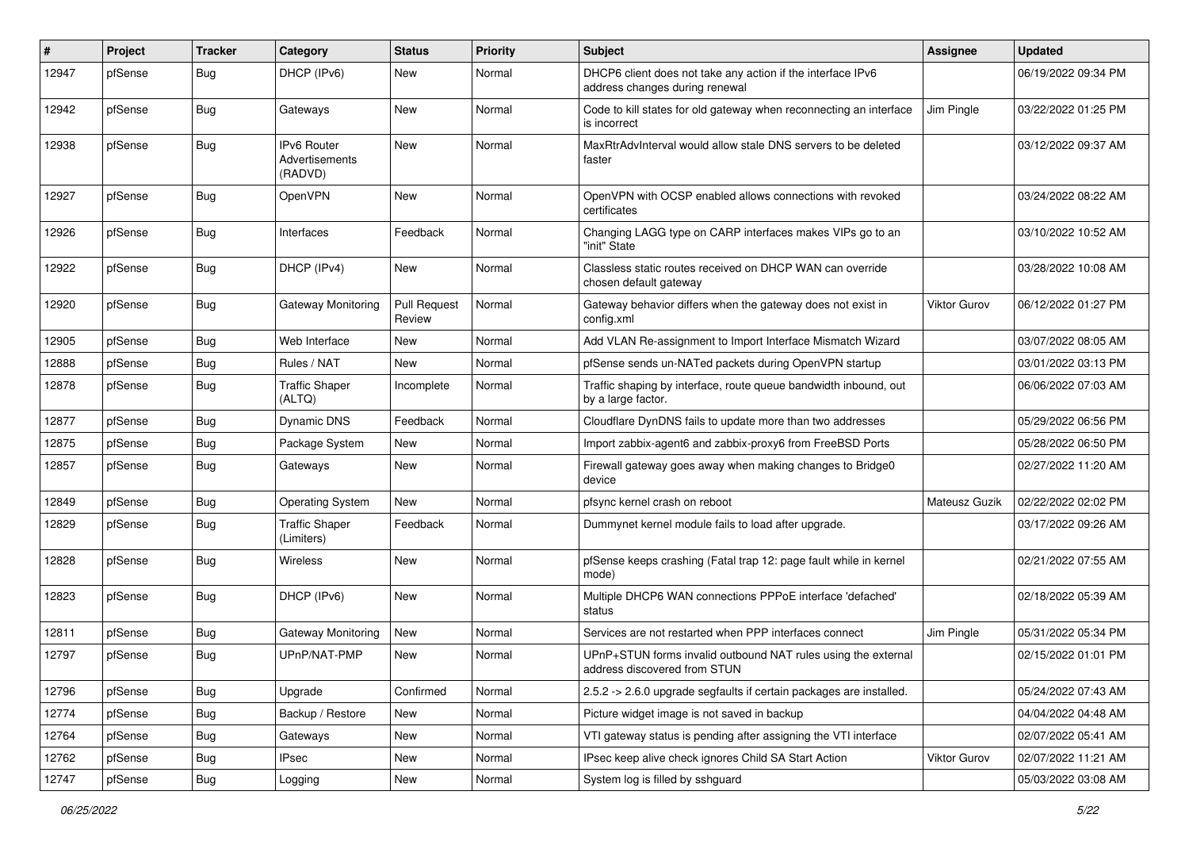| # | Project | Tracker | Category | Status | Priority | Subject | Assignee | Updated |
|---|---|---|---|---|---|---|---|---|
| 12947 | pfSense | Bug | DHCP (IPv6) | New | Normal | DHCP6 client does not take any action if the interface IPv6 address changes during renewal | | 06/19/2022 09:34 PM |
| 12942 | pfSense | Bug | Gateways | New | Normal | Code to kill states for old gateway when reconnecting an interface is incorrect | Jim Pingle | 03/22/2022 01:25 PM |
| 12938 | pfSense | Bug | IPv6 Router Advertisements (RADVD) | New | Normal | MaxRtrAdvInterval would allow stale DNS servers to be deleted faster | | 03/12/2022 09:37 AM |
| 12927 | pfSense | Bug | OpenVPN | New | Normal | OpenVPN with OCSP enabled allows connections with revoked certificates | | 03/24/2022 08:22 AM |
| 12926 | pfSense | Bug | Interfaces | Feedback | Normal | Changing LAGG type on CARP interfaces makes VIPs go to an "init" State | | 03/10/2022 10:52 AM |
| 12922 | pfSense | Bug | DHCP (IPv4) | New | Normal | Classless static routes received on DHCP WAN can override chosen default gateway | | 03/28/2022 10:08 AM |
| 12920 | pfSense | Bug | Gateway Monitoring | Pull Request Review | Normal | Gateway behavior differs when the gateway does not exist in config.xml | Viktor Gurov | 06/12/2022 01:27 PM |
| 12905 | pfSense | Bug | Web Interface | New | Normal | Add VLAN Re-assignment to Import Interface Mismatch Wizard | | 03/07/2022 08:05 AM |
| 12888 | pfSense | Bug | Rules / NAT | New | Normal | pfSense sends un-NATed packets during OpenVPN startup | | 03/01/2022 03:13 PM |
| 12878 | pfSense | Bug | Traffic Shaper (ALTQ) | Incomplete | Normal | Traffic shaping by interface, route queue bandwidth inbound, out by a large factor. | | 06/06/2022 07:03 AM |
| 12877 | pfSense | Bug | Dynamic DNS | Feedback | Normal | Cloudflare DynDNS fails to update more than two addresses | | 05/29/2022 06:56 PM |
| 12875 | pfSense | Bug | Package System | New | Normal | Import zabbix-agent6 and zabbix-proxy6 from FreeBSD Ports | | 05/28/2022 06:50 PM |
| 12857 | pfSense | Bug | Gateways | New | Normal | Firewall gateway goes away when making changes to Bridge0 device | | 02/27/2022 11:20 AM |
| 12849 | pfSense | Bug | Operating System | New | Normal | pfsync kernel crash on reboot | Mateusz Guzik | 02/22/2022 02:02 PM |
| 12829 | pfSense | Bug | Traffic Shaper (Limiters) | Feedback | Normal | Dummynet kernel module fails to load after upgrade. | | 03/17/2022 09:26 AM |
| 12828 | pfSense | Bug | Wireless | New | Normal | pfSense keeps crashing (Fatal trap 12: page fault while in kernel mode) | | 02/21/2022 07:55 AM |
| 12823 | pfSense | Bug | DHCP (IPv6) | New | Normal | Multiple DHCP6 WAN connections PPPoE interface 'defached' status | | 02/18/2022 05:39 AM |
| 12811 | pfSense | Bug | Gateway Monitoring | New | Normal | Services are not restarted when PPP interfaces connect | Jim Pingle | 05/31/2022 05:34 PM |
| 12797 | pfSense | Bug | UPnP/NAT-PMP | New | Normal | UPnP+STUN forms invalid outbound NAT rules using the external address discovered from STUN | | 02/15/2022 01:01 PM |
| 12796 | pfSense | Bug | Upgrade | Confirmed | Normal | 2.5.2 -> 2.6.0 upgrade segfaults if certain packages are installed. | | 05/24/2022 07:43 AM |
| 12774 | pfSense | Bug | Backup / Restore | New | Normal | Picture widget image is not saved in backup | | 04/04/2022 04:48 AM |
| 12764 | pfSense | Bug | Gateways | New | Normal | VTI gateway status is pending after assigning the VTI interface | | 02/07/2022 05:41 AM |
| 12762 | pfSense | Bug | IPsec | New | Normal | IPsec keep alive check ignores Child SA Start Action | Viktor Gurov | 02/07/2022 11:21 AM |
| 12747 | pfSense | Bug | Logging | New | Normal | System log is filled by sshguard | | 05/03/2022 03:08 AM |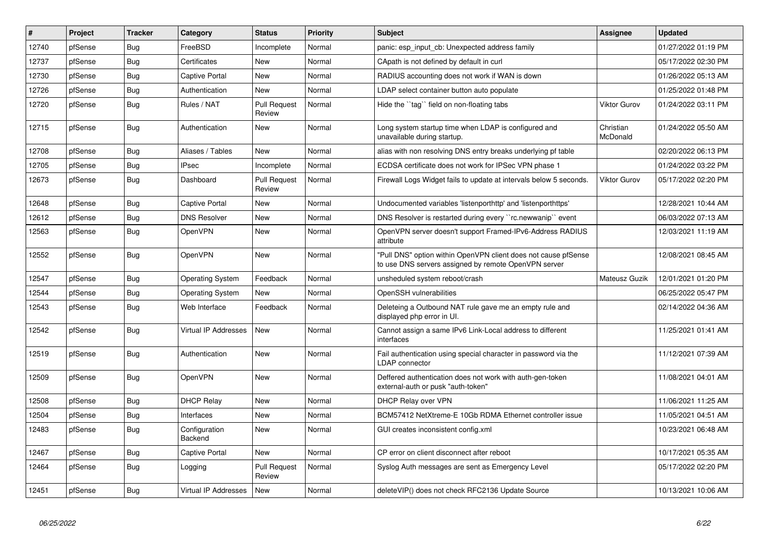| # | Project | Tracker | Category | Status | Priority | Subject | Assignee | Updated |
|---|---|---|---|---|---|---|---|---|
| 12740 | pfSense | Bug | FreeBSD | Incomplete | Normal | panic: esp_input_cb: Unexpected address family | | 01/27/2022 01:19 PM |
| 12737 | pfSense | Bug | Certificates | New | Normal | CApath is not defined by default in curl | | 05/17/2022 02:30 PM |
| 12730 | pfSense | Bug | Captive Portal | New | Normal | RADIUS accounting does not work if WAN is down | | 01/26/2022 05:13 AM |
| 12726 | pfSense | Bug | Authentication | New | Normal | LDAP select container button auto populate | | 01/25/2022 01:48 PM |
| 12720 | pfSense | Bug | Rules / NAT | Pull Request Review | Normal | Hide the ``tag`` field on non-floating tabs | Viktor Gurov | 01/24/2022 03:11 PM |
| 12715 | pfSense | Bug | Authentication | New | Normal | Long system startup time when LDAP is configured and unavailable during startup. | Christian McDonald | 01/24/2022 05:50 AM |
| 12708 | pfSense | Bug | Aliases / Tables | New | Normal | alias with non resolving DNS entry breaks underlying pf table | | 02/20/2022 06:13 PM |
| 12705 | pfSense | Bug | IPsec | Incomplete | Normal | ECDSA certificate does not work for IPSec VPN phase 1 | | 01/24/2022 03:22 PM |
| 12673 | pfSense | Bug | Dashboard | Pull Request Review | Normal | Firewall Logs Widget fails to update at intervals below 5 seconds. | Viktor Gurov | 05/17/2022 02:20 PM |
| 12648 | pfSense | Bug | Captive Portal | New | Normal | Undocumented variables 'listenporthttp' and 'listenporthttps' | | 12/28/2021 10:44 AM |
| 12612 | pfSense | Bug | DNS Resolver | New | Normal | DNS Resolver is restarted during every ``rc.newwanip`` event | | 06/03/2022 07:13 AM |
| 12563 | pfSense | Bug | OpenVPN | New | Normal | OpenVPN server doesn't support Framed-IPv6-Address RADIUS attribute | | 12/03/2021 11:19 AM |
| 12552 | pfSense | Bug | OpenVPN | New | Normal | "Pull DNS" option within OpenVPN client does not cause pfSense to use DNS servers assigned by remote OpenVPN server | | 12/08/2021 08:45 AM |
| 12547 | pfSense | Bug | Operating System | Feedback | Normal | unsheduled system reboot/crash | Mateusz Guzik | 12/01/2021 01:20 PM |
| 12544 | pfSense | Bug | Operating System | New | Normal | OpenSSH vulnerabilities | | 06/25/2022 05:47 PM |
| 12543 | pfSense | Bug | Web Interface | Feedback | Normal | Deleteing a Outbound NAT rule gave me an empty rule and displayed php error in UI. | | 02/14/2022 04:36 AM |
| 12542 | pfSense | Bug | Virtual IP Addresses | New | Normal | Cannot assign a same IPv6 Link-Local address to different interfaces | | 11/25/2021 01:41 AM |
| 12519 | pfSense | Bug | Authentication | New | Normal | Fail authentication using special character in password via the LDAP connector | | 11/12/2021 07:39 AM |
| 12509 | pfSense | Bug | OpenVPN | New | Normal | Deffered authentication does not work with auth-gen-token external-auth or pusk "auth-token" | | 11/08/2021 04:01 AM |
| 12508 | pfSense | Bug | DHCP Relay | New | Normal | DHCP Relay over VPN | | 11/06/2021 11:25 AM |
| 12504 | pfSense | Bug | Interfaces | New | Normal | BCM57412 NetXtreme-E 10Gb RDMA Ethernet controller issue | | 11/05/2021 04:51 AM |
| 12483 | pfSense | Bug | Configuration Backend | New | Normal | GUI creates inconsistent config.xml | | 10/23/2021 06:48 AM |
| 12467 | pfSense | Bug | Captive Portal | New | Normal | CP error on client disconnect after reboot | | 10/17/2021 05:35 AM |
| 12464 | pfSense | Bug | Logging | Pull Request Review | Normal | Syslog Auth messages are sent as Emergency Level | | 05/17/2022 02:20 PM |
| 12451 | pfSense | Bug | Virtual IP Addresses | New | Normal | deleteVIP() does not check RFC2136 Update Source | | 10/13/2021 10:06 AM |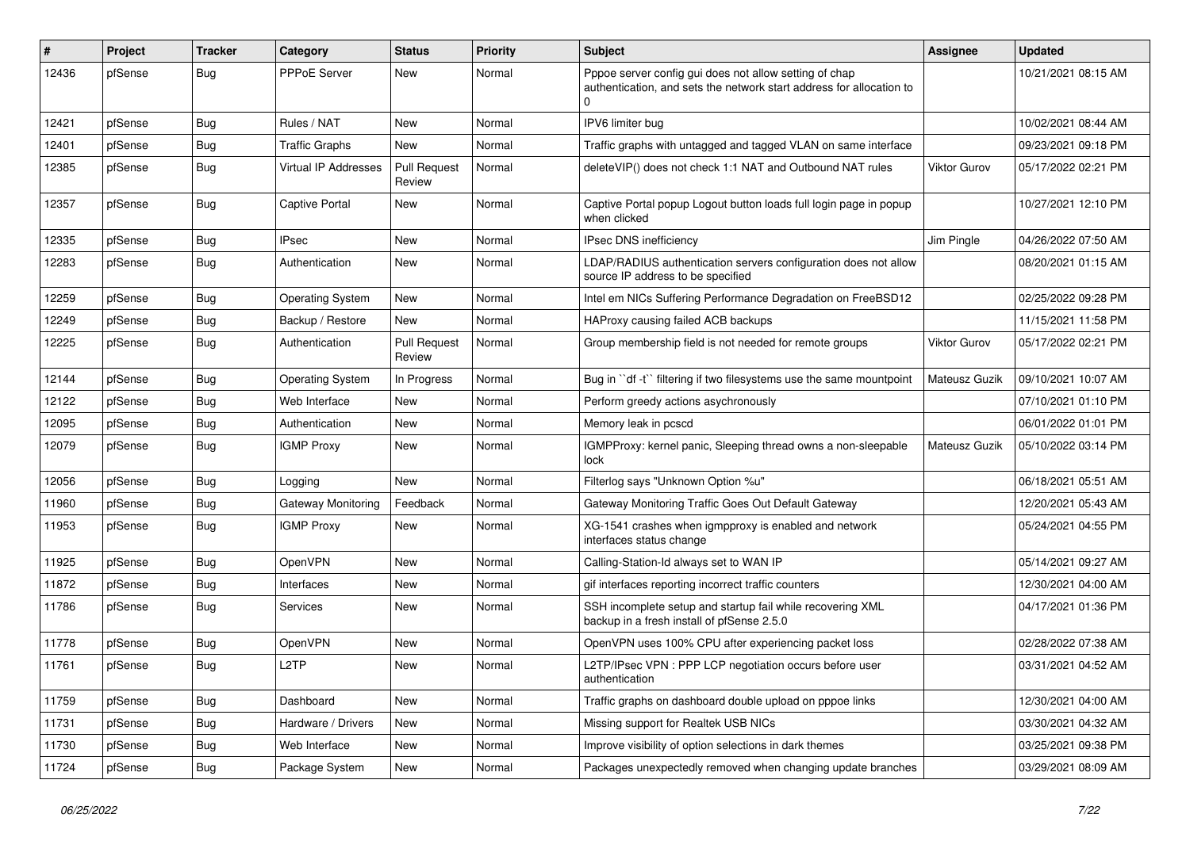| # | Project | Tracker | Category | Status | Priority | Subject | Assignee | Updated |
|---|---|---|---|---|---|---|---|---|
| 12436 | pfSense | Bug | PPPoE Server | New | Normal | Pppoe server config gui does not allow setting of chap authentication, and sets the network start address for allocation to 0 | | 10/21/2021 08:15 AM |
| 12421 | pfSense | Bug | Rules / NAT | New | Normal | IPV6 limiter bug | | 10/02/2021 08:44 AM |
| 12401 | pfSense | Bug | Traffic Graphs | New | Normal | Traffic graphs with untagged and tagged VLAN on same interface | | 09/23/2021 09:18 PM |
| 12385 | pfSense | Bug | Virtual IP Addresses | Pull Request Review | Normal | deleteVIP() does not check 1:1 NAT and Outbound NAT rules | Viktor Gurov | 05/17/2022 02:21 PM |
| 12357 | pfSense | Bug | Captive Portal | New | Normal | Captive Portal popup Logout button loads full login page in popup when clicked | | 10/27/2021 12:10 PM |
| 12335 | pfSense | Bug | IPsec | New | Normal | IPsec DNS inefficiency | Jim Pingle | 04/26/2022 07:50 AM |
| 12283 | pfSense | Bug | Authentication | New | Normal | LDAP/RADIUS authentication servers configuration does not allow source IP address to be specified | | 08/20/2021 01:15 AM |
| 12259 | pfSense | Bug | Operating System | New | Normal | Intel em NICs Suffering Performance Degradation on FreeBSD12 | | 02/25/2022 09:28 PM |
| 12249 | pfSense | Bug | Backup / Restore | New | Normal | HAProxy causing failed ACB backups | | 11/15/2021 11:58 PM |
| 12225 | pfSense | Bug | Authentication | Pull Request Review | Normal | Group membership field is not needed for remote groups | Viktor Gurov | 05/17/2022 02:21 PM |
| 12144 | pfSense | Bug | Operating System | In Progress | Normal | Bug in ``df -t`` filtering if two filesystems use the same mountpoint | Mateusz Guzik | 09/10/2021 10:07 AM |
| 12122 | pfSense | Bug | Web Interface | New | Normal | Perform greedy actions asychronously | | 07/10/2021 01:10 PM |
| 12095 | pfSense | Bug | Authentication | New | Normal | Memory leak in pcscd | | 06/01/2022 01:01 PM |
| 12079 | pfSense | Bug | IGMP Proxy | New | Normal | IGMPProxy: kernel panic, Sleeping thread owns a non-sleepable lock | Mateusz Guzik | 05/10/2022 03:14 PM |
| 12056 | pfSense | Bug | Logging | New | Normal | Filterlog says "Unknown Option %u" | | 06/18/2021 05:51 AM |
| 11960 | pfSense | Bug | Gateway Monitoring | Feedback | Normal | Gateway Monitoring Traffic Goes Out Default Gateway | | 12/20/2021 05:43 AM |
| 11953 | pfSense | Bug | IGMP Proxy | New | Normal | XG-1541 crashes when igmpproxy is enabled and network interfaces status change | | 05/24/2021 04:55 PM |
| 11925 | pfSense | Bug | OpenVPN | New | Normal | Calling-Station-Id always set to WAN IP | | 05/14/2021 09:27 AM |
| 11872 | pfSense | Bug | Interfaces | New | Normal | gif interfaces reporting incorrect traffic counters | | 12/30/2021 04:00 AM |
| 11786 | pfSense | Bug | Services | New | Normal | SSH incomplete setup and startup fail while recovering XML backup in a fresh install of pfSense 2.5.0 | | 04/17/2021 01:36 PM |
| 11778 | pfSense | Bug | OpenVPN | New | Normal | OpenVPN uses 100% CPU after experiencing packet loss | | 02/28/2022 07:38 AM |
| 11761 | pfSense | Bug | L2TP | New | Normal | L2TP/IPsec VPN : PPP LCP negotiation occurs before user authentication | | 03/31/2021 04:52 AM |
| 11759 | pfSense | Bug | Dashboard | New | Normal | Traffic graphs on dashboard double upload on pppoe links | | 12/30/2021 04:00 AM |
| 11731 | pfSense | Bug | Hardware / Drivers | New | Normal | Missing support for Realtek USB NICs | | 03/30/2021 04:32 AM |
| 11730 | pfSense | Bug | Web Interface | New | Normal | Improve visibility of option selections in dark themes | | 03/25/2021 09:38 PM |
| 11724 | pfSense | Bug | Package System | New | Normal | Packages unexpectedly removed when changing update branches | | 03/29/2021 08:09 AM |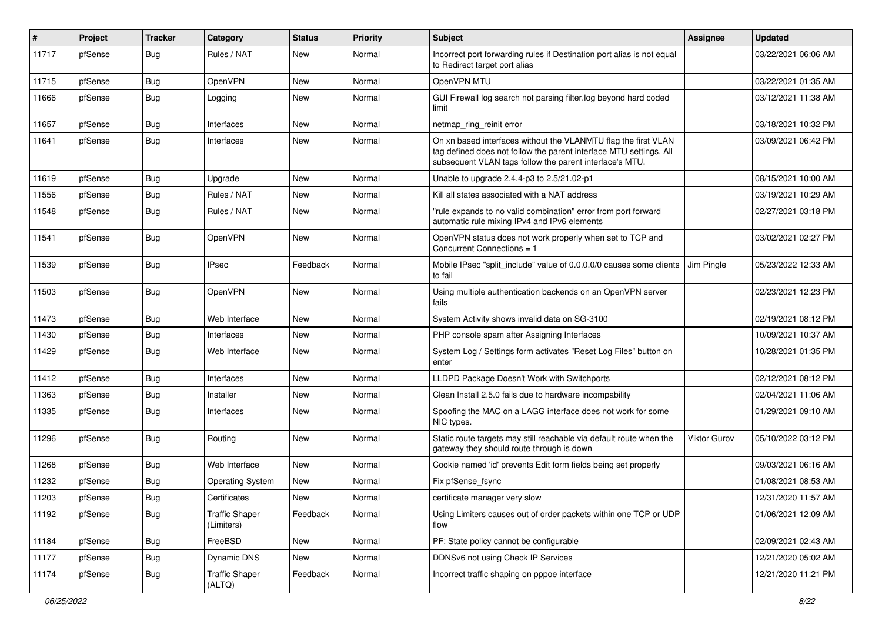| # | Project | Tracker | Category | Status | Priority | Subject | Assignee | Updated |
|---|---|---|---|---|---|---|---|---|
| 11717 | pfSense | Bug | Rules / NAT | New | Normal | Incorrect port forwarding rules if Destination port alias is not equal to Redirect target port alias | | 03/22/2021 06:06 AM |
| 11715 | pfSense | Bug | OpenVPN | New | Normal | OpenVPN MTU | | 03/22/2021 01:35 AM |
| 11666 | pfSense | Bug | Logging | New | Normal | GUI Firewall log search not parsing filter.log beyond hard coded limit | | 03/12/2021 11:38 AM |
| 11657 | pfSense | Bug | Interfaces | New | Normal | netmap_ring_reinit error | | 03/18/2021 10:32 PM |
| 11641 | pfSense | Bug | Interfaces | New | Normal | On xn based interfaces without the VLANMTU flag the first VLAN tag defined does not follow the parent interface MTU settings. All subsequent VLAN tags follow the parent interface's MTU. | | 03/09/2021 06:42 PM |
| 11619 | pfSense | Bug | Upgrade | New | Normal | Unable to upgrade 2.4.4-p3 to 2.5/21.02-p1 | | 08/15/2021 10:00 AM |
| 11556 | pfSense | Bug | Rules / NAT | New | Normal | Kill all states associated with a NAT address | | 03/19/2021 10:29 AM |
| 11548 | pfSense | Bug | Rules / NAT | New | Normal | "rule expands to no valid combination" error from port forward automatic rule mixing IPv4 and IPv6 elements | | 02/27/2021 03:18 PM |
| 11541 | pfSense | Bug | OpenVPN | New | Normal | OpenVPN status does not work properly when set to TCP and Concurrent Connections = 1 | | 03/02/2021 02:27 PM |
| 11539 | pfSense | Bug | IPsec | Feedback | Normal | Mobile IPsec "split_include" value of 0.0.0.0/0 causes some clients to fail | Jim Pingle | 05/23/2022 12:33 AM |
| 11503 | pfSense | Bug | OpenVPN | New | Normal | Using multiple authentication backends on an OpenVPN server fails | | 02/23/2021 12:23 PM |
| 11473 | pfSense | Bug | Web Interface | New | Normal | System Activity shows invalid data on SG-3100 | | 02/19/2021 08:12 PM |
| 11430 | pfSense | Bug | Interfaces | New | Normal | PHP console spam after Assigning Interfaces | | 10/09/2021 10:37 AM |
| 11429 | pfSense | Bug | Web Interface | New | Normal | System Log / Settings form activates "Reset Log Files" button on enter | | 10/28/2021 01:35 PM |
| 11412 | pfSense | Bug | Interfaces | New | Normal | LLDPD Package Doesn't Work with Switchports | | 02/12/2021 08:12 PM |
| 11363 | pfSense | Bug | Installer | New | Normal | Clean Install 2.5.0 fails due to hardware incompability | | 02/04/2021 11:06 AM |
| 11335 | pfSense | Bug | Interfaces | New | Normal | Spoofing the MAC on a LAGG interface does not work for some NIC types. | | 01/29/2021 09:10 AM |
| 11296 | pfSense | Bug | Routing | New | Normal | Static route targets may still reachable via default route when the gateway they should route through is down | Viktor Gurov | 05/10/2022 03:12 PM |
| 11268 | pfSense | Bug | Web Interface | New | Normal | Cookie named 'id' prevents Edit form fields being set properly | | 09/03/2021 06:16 AM |
| 11232 | pfSense | Bug | Operating System | New | Normal | Fix pfSense_fsync | | 01/08/2021 08:53 AM |
| 11203 | pfSense | Bug | Certificates | New | Normal | certificate manager very slow | | 12/31/2020 11:57 AM |
| 11192 | pfSense | Bug | Traffic Shaper (Limiters) | Feedback | Normal | Using Limiters causes out of order packets within one TCP or UDP flow | | 01/06/2021 12:09 AM |
| 11184 | pfSense | Bug | FreeBSD | New | Normal | PF: State policy cannot be configurable | | 02/09/2021 02:43 AM |
| 11177 | pfSense | Bug | Dynamic DNS | New | Normal | DDNSv6 not using Check IP Services | | 12/21/2020 05:02 AM |
| 11174 | pfSense | Bug | Traffic Shaper (ALTQ) | Feedback | Normal | Incorrect traffic shaping on pppoe interface | | 12/21/2020 11:21 PM |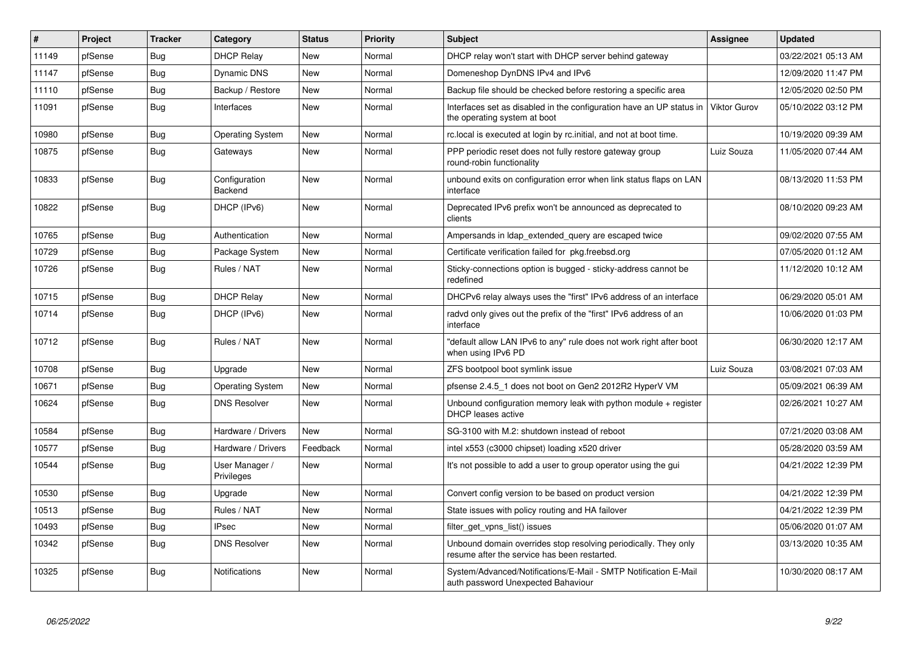| # | Project | Tracker | Category | Status | Priority | Subject | Assignee | Updated |
|---|---|---|---|---|---|---|---|---|
| 11149 | pfSense | Bug | DHCP Relay | New | Normal | DHCP relay won't start with DHCP server behind gateway | | 03/22/2021 05:13 AM |
| 11147 | pfSense | Bug | Dynamic DNS | New | Normal | Domeneshop DynDNS IPv4 and IPv6 | | 12/09/2020 11:47 PM |
| 11110 | pfSense | Bug | Backup / Restore | New | Normal | Backup file should be checked before restoring a specific area | | 12/05/2020 02:50 PM |
| 11091 | pfSense | Bug | Interfaces | New | Normal | Interfaces set as disabled in the configuration have an UP status in the operating system at boot | Viktor Gurov | 05/10/2022 03:12 PM |
| 10980 | pfSense | Bug | Operating System | New | Normal | rc.local is executed at login by rc.initial, and not at boot time. | | 10/19/2020 09:39 AM |
| 10875 | pfSense | Bug | Gateways | New | Normal | PPP periodic reset does not fully restore gateway group round-robin functionality | Luiz Souza | 11/05/2020 07:44 AM |
| 10833 | pfSense | Bug | Configuration Backend | New | Normal | unbound exits on configuration error when link status flaps on LAN interface | | 08/13/2020 11:53 PM |
| 10822 | pfSense | Bug | DHCP (IPv6) | New | Normal | Deprecated IPv6 prefix won't be announced as deprecated to clients | | 08/10/2020 09:23 AM |
| 10765 | pfSense | Bug | Authentication | New | Normal | Ampersands in ldap_extended_query are escaped twice | | 09/02/2020 07:55 AM |
| 10729 | pfSense | Bug | Package System | New | Normal | Certificate verification failed for pkg.freebsd.org | | 07/05/2020 01:12 AM |
| 10726 | pfSense | Bug | Rules / NAT | New | Normal | Sticky-connections option is bugged - sticky-address cannot be redefined | | 11/12/2020 10:12 AM |
| 10715 | pfSense | Bug | DHCP Relay | New | Normal | DHCPv6 relay always uses the "first" IPv6 address of an interface | | 06/29/2020 05:01 AM |
| 10714 | pfSense | Bug | DHCP (IPv6) | New | Normal | radvd only gives out the prefix of the "first" IPv6 address of an interface | | 10/06/2020 01:03 PM |
| 10712 | pfSense | Bug | Rules / NAT | New | Normal | "default allow LAN IPv6 to any" rule does not work right after boot when using IPv6 PD | | 06/30/2020 12:17 AM |
| 10708 | pfSense | Bug | Upgrade | New | Normal | ZFS bootpool boot symlink issue | Luiz Souza | 03/08/2021 07:03 AM |
| 10671 | pfSense | Bug | Operating System | New | Normal | pfsense 2.4.5_1 does not boot on Gen2 2012R2 HyperV VM | | 05/09/2021 06:39 AM |
| 10624 | pfSense | Bug | DNS Resolver | New | Normal | Unbound configuration memory leak with python module + register DHCP leases active | | 02/26/2021 10:27 AM |
| 10584 | pfSense | Bug | Hardware / Drivers | New | Normal | SG-3100 with M.2: shutdown instead of reboot | | 07/21/2020 03:08 AM |
| 10577 | pfSense | Bug | Hardware / Drivers | Feedback | Normal | intel x553 (c3000 chipset) loading x520 driver | | 05/28/2020 03:59 AM |
| 10544 | pfSense | Bug | User Manager / Privileges | New | Normal | It's not possible to add a user to group operator using the gui | | 04/21/2022 12:39 PM |
| 10530 | pfSense | Bug | Upgrade | New | Normal | Convert config version to be based on product version | | 04/21/2022 12:39 PM |
| 10513 | pfSense | Bug | Rules / NAT | New | Normal | State issues with policy routing and HA failover | | 04/21/2022 12:39 PM |
| 10493 | pfSense | Bug | IPsec | New | Normal | filter_get_vpns_list() issues | | 05/06/2020 01:07 AM |
| 10342 | pfSense | Bug | DNS Resolver | New | Normal | Unbound domain overrides stop resolving periodically. They only resume after the service has been restarted. | | 03/13/2020 10:35 AM |
| 10325 | pfSense | Bug | Notifications | New | Normal | System/Advanced/Notifications/E-Mail - SMTP Notification E-Mail auth password Unexpected Bahaviour | | 10/30/2020 08:17 AM |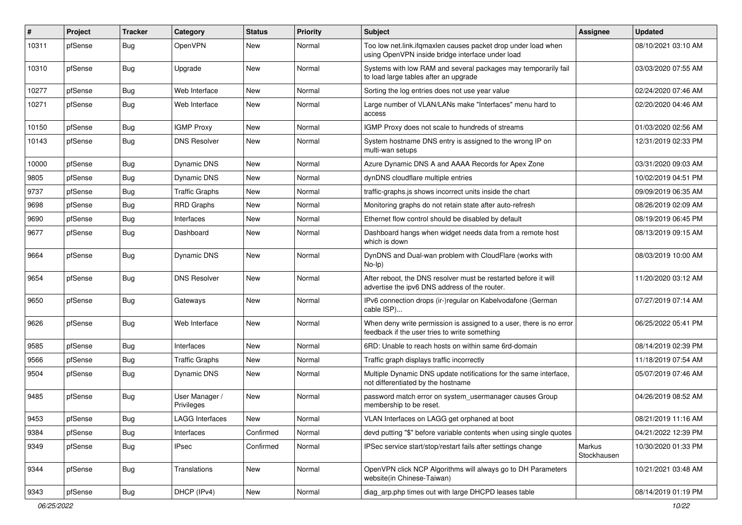| # | Project | Tracker | Category | Status | Priority | Subject | Assignee | Updated |
|---|---|---|---|---|---|---|---|---|
| 10311 | pfSense | Bug | OpenVPN | New | Normal | Too low net.link.ifqmaxlen causes packet drop under load when using OpenVPN inside bridge interface under load | | 08/10/2021 03:10 AM |
| 10310 | pfSense | Bug | Upgrade | New | Normal | Systems with low RAM and several packages may temporarily fail to load large tables after an upgrade | | 03/03/2020 07:55 AM |
| 10277 | pfSense | Bug | Web Interface | New | Normal | Sorting the log entries does not use year value | | 02/24/2020 07:46 AM |
| 10271 | pfSense | Bug | Web Interface | New | Normal | Large number of VLAN/LANs make "Interfaces" menu hard to access | | 02/20/2020 04:46 AM |
| 10150 | pfSense | Bug | IGMP Proxy | New | Normal | IGMP Proxy does not scale to hundreds of streams | | 01/03/2020 02:56 AM |
| 10143 | pfSense | Bug | DNS Resolver | New | Normal | System hostname DNS entry is assigned to the wrong IP on multi-wan setups | | 12/31/2019 02:33 PM |
| 10000 | pfSense | Bug | Dynamic DNS | New | Normal | Azure Dynamic DNS A and AAAA Records for Apex Zone | | 03/31/2020 09:03 AM |
| 9805 | pfSense | Bug | Dynamic DNS | New | Normal | dynDNS cloudflare multiple entries | | 10/02/2019 04:51 PM |
| 9737 | pfSense | Bug | Traffic Graphs | New | Normal | traffic-graphs.js shows incorrect units inside the chart | | 09/09/2019 06:35 AM |
| 9698 | pfSense | Bug | RRD Graphs | New | Normal | Monitoring graphs do not retain state after auto-refresh | | 08/26/2019 02:09 AM |
| 9690 | pfSense | Bug | Interfaces | New | Normal | Ethernet flow control should be disabled by default | | 08/19/2019 06:45 PM |
| 9677 | pfSense | Bug | Dashboard | New | Normal | Dashboard hangs when widget needs data from a remote host which is down | | 08/13/2019 09:15 AM |
| 9664 | pfSense | Bug | Dynamic DNS | New | Normal | DynDNS and Dual-wan problem with CloudFlare (works with No-Ip) | | 08/03/2019 10:00 AM |
| 9654 | pfSense | Bug | DNS Resolver | New | Normal | After reboot, the DNS resolver must be restarted before it will advertise the ipv6 DNS address of the router. | | 11/20/2020 03:12 AM |
| 9650 | pfSense | Bug | Gateways | New | Normal | IPv6 connection drops (ir-)regular on Kabelvodafone (German cable ISP)... | | 07/27/2019 07:14 AM |
| 9626 | pfSense | Bug | Web Interface | New | Normal | When deny write permission is assigned to a user, there is no error feedback if the user tries to write something | | 06/25/2022 05:41 PM |
| 9585 | pfSense | Bug | Interfaces | New | Normal | 6RD: Unable to reach hosts on within same 6rd-domain | | 08/14/2019 02:39 PM |
| 9566 | pfSense | Bug | Traffic Graphs | New | Normal | Traffic graph displays traffic incorrectly | | 11/18/2019 07:54 AM |
| 9504 | pfSense | Bug | Dynamic DNS | New | Normal | Multiple Dynamic DNS update notifications for the same interface, not differentiated by the hostname | | 05/07/2019 07:46 AM |
| 9485 | pfSense | Bug | User Manager / Privileges | New | Normal | password match error on system_usermanager causes Group membership to be reset. | | 04/26/2019 08:52 AM |
| 9453 | pfSense | Bug | LAGG Interfaces | New | Normal | VLAN Interfaces on LAGG get orphaned at boot | | 08/21/2019 11:16 AM |
| 9384 | pfSense | Bug | Interfaces | Confirmed | Normal | devd putting "$" before variable contents when using single quotes | | 04/21/2022 12:39 PM |
| 9349 | pfSense | Bug | IPsec | Confirmed | Normal | IPSec service start/stop/restart fails after settings change | Markus Stockhausen | 10/30/2020 01:33 PM |
| 9344 | pfSense | Bug | Translations | New | Normal | OpenVPN click NCP Algorithms will always go to DH Parameters website(in Chinese-Taiwan) | | 10/21/2021 03:48 AM |
| 9343 | pfSense | Bug | DHCP (IPv4) | New | Normal | diag_arp.php times out with large DHCPD leases table | | 08/14/2019 01:19 PM |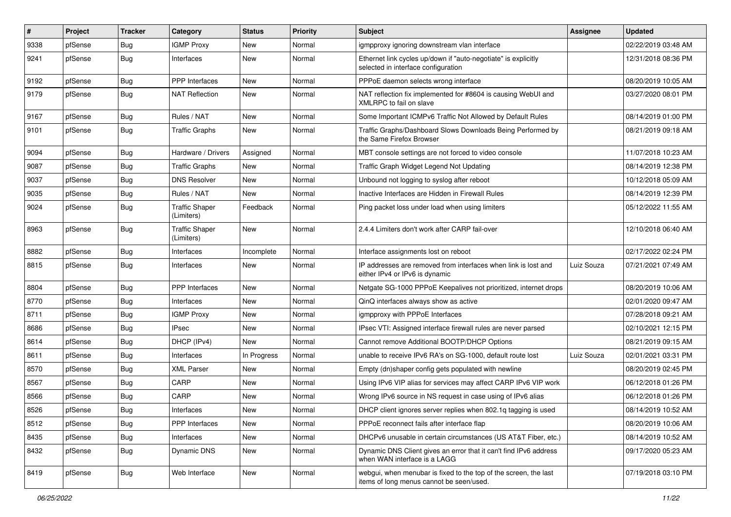| # | Project | Tracker | Category | Status | Priority | Subject | Assignee | Updated |
|---|---|---|---|---|---|---|---|---|
| 9338 | pfSense | Bug | IGMP Proxy | New | Normal | igmpproxy ignoring downstream vlan interface | | 02/22/2019 03:48 AM |
| 9241 | pfSense | Bug | Interfaces | New | Normal | Ethernet link cycles up/down if "auto-negotiate" is explicitly selected in interface configuration | | 12/31/2018 08:36 PM |
| 9192 | pfSense | Bug | PPP Interfaces | New | Normal | PPPoE daemon selects wrong interface | | 08/20/2019 10:05 AM |
| 9179 | pfSense | Bug | NAT Reflection | New | Normal | NAT reflection fix implemented for #8604 is causing WebUI and XMLRPC to fail on slave | | 03/27/2020 08:01 PM |
| 9167 | pfSense | Bug | Rules / NAT | New | Normal | Some Important ICMPv6 Traffic Not Allowed by Default Rules | | 08/14/2019 01:00 PM |
| 9101 | pfSense | Bug | Traffic Graphs | New | Normal | Traffic Graphs/Dashboard Slows Downloads Being Performed by the Same Firefox Browser | | 08/21/2019 09:18 AM |
| 9094 | pfSense | Bug | Hardware / Drivers | Assigned | Normal | MBT console settings are not forced to video console | | 11/07/2018 10:23 AM |
| 9087 | pfSense | Bug | Traffic Graphs | New | Normal | Traffic Graph Widget Legend Not Updating | | 08/14/2019 12:38 PM |
| 9037 | pfSense | Bug | DNS Resolver | New | Normal | Unbound not logging to syslog after reboot | | 10/12/2018 05:09 AM |
| 9035 | pfSense | Bug | Rules / NAT | New | Normal | Inactive Interfaces are Hidden in Firewall Rules | | 08/14/2019 12:39 PM |
| 9024 | pfSense | Bug | Traffic Shaper (Limiters) | Feedback | Normal | Ping packet loss under load when using limiters | | 05/12/2022 11:55 AM |
| 8963 | pfSense | Bug | Traffic Shaper (Limiters) | New | Normal | 2.4.4 Limiters don't work after CARP fail-over | | 12/10/2018 06:40 AM |
| 8882 | pfSense | Bug | Interfaces | Incomplete | Normal | Interface assignments lost on reboot | | 02/17/2022 02:24 PM |
| 8815 | pfSense | Bug | Interfaces | New | Normal | IP addresses are removed from interfaces when link is lost and either IPv4 or IPv6 is dynamic | Luiz Souza | 07/21/2021 07:49 AM |
| 8804 | pfSense | Bug | PPP Interfaces | New | Normal | Netgate SG-1000 PPPoE Keepalives not prioritized, internet drops | | 08/20/2019 10:06 AM |
| 8770 | pfSense | Bug | Interfaces | New | Normal | QinQ interfaces always show as active | | 02/01/2020 09:47 AM |
| 8711 | pfSense | Bug | IGMP Proxy | New | Normal | igmpproxy with PPPoE Interfaces | | 07/28/2018 09:21 AM |
| 8686 | pfSense | Bug | IPsec | New | Normal | IPsec VTI: Assigned interface firewall rules are never parsed | | 02/10/2021 12:15 PM |
| 8614 | pfSense | Bug | DHCP (IPv4) | New | Normal | Cannot remove Additional BOOTP/DHCP Options | | 08/21/2019 09:15 AM |
| 8611 | pfSense | Bug | Interfaces | In Progress | Normal | unable to receive IPv6 RA's on SG-1000, default route lost | Luiz Souza | 02/01/2021 03:31 PM |
| 8570 | pfSense | Bug | XML Parser | New | Normal | Empty (dn)shaper config gets populated with newline | | 08/20/2019 02:45 PM |
| 8567 | pfSense | Bug | CARP | New | Normal | Using IPv6 VIP alias for services may affect CARP IPv6 VIP work | | 06/12/2018 01:26 PM |
| 8566 | pfSense | Bug | CARP | New | Normal | Wrong IPv6 source in NS request in case using of IPv6 alias | | 06/12/2018 01:26 PM |
| 8526 | pfSense | Bug | Interfaces | New | Normal | DHCP client ignores server replies when 802.1q tagging is used | | 08/14/2019 10:52 AM |
| 8512 | pfSense | Bug | PPP Interfaces | New | Normal | PPPoE reconnect fails after interface flap | | 08/20/2019 10:06 AM |
| 8435 | pfSense | Bug | Interfaces | New | Normal | DHCPv6 unusable in certain circumstances (US AT&T Fiber, etc.) | | 08/14/2019 10:52 AM |
| 8432 | pfSense | Bug | Dynamic DNS | New | Normal | Dynamic DNS Client gives an error that it can't find IPv6 address when WAN interface is a LAGG | | 09/17/2020 05:23 AM |
| 8419 | pfSense | Bug | Web Interface | New | Normal | webgui, when menubar is fixed to the top of the screen, the last items of long menus cannot be seen/used. | | 07/19/2018 03:10 PM |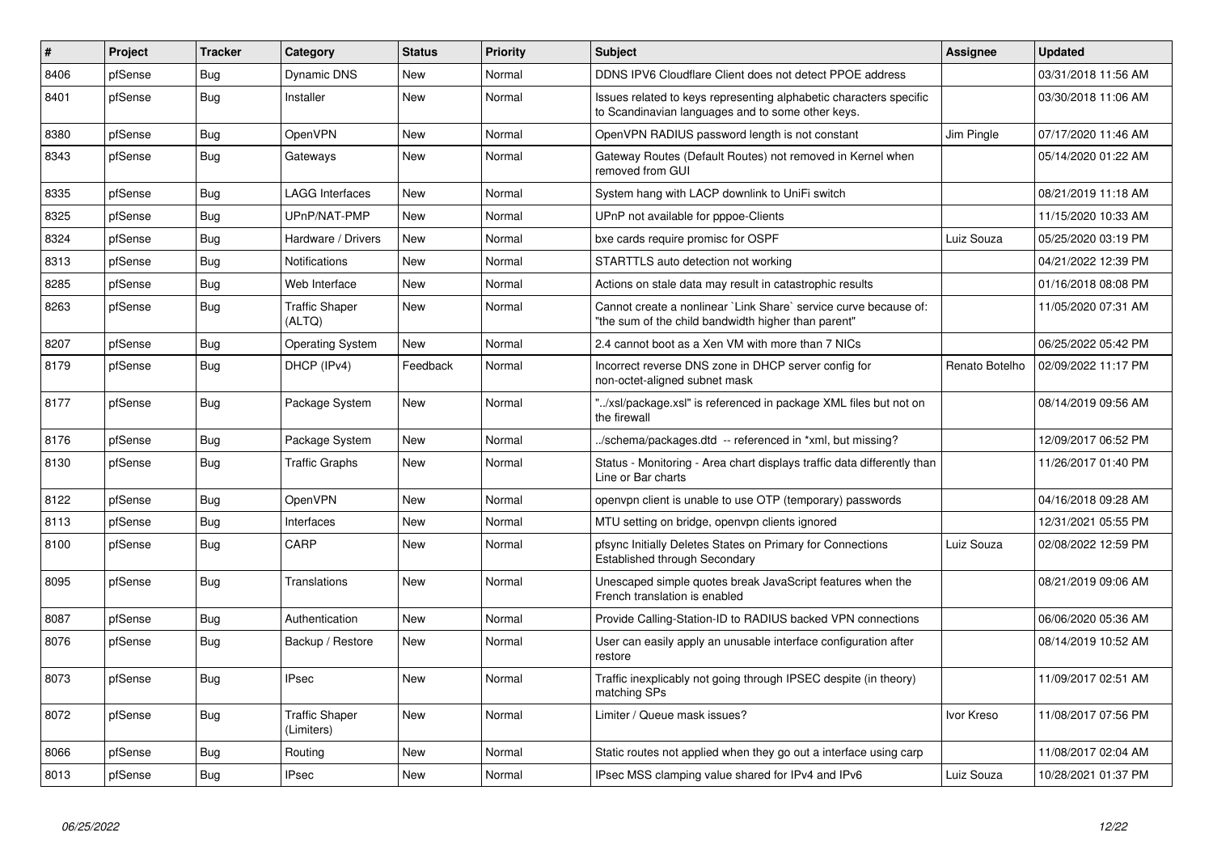| # | Project | Tracker | Category | Status | Priority | Subject | Assignee | Updated |
|---|---|---|---|---|---|---|---|---|
| 8406 | pfSense | Bug | Dynamic DNS | New | Normal | DDNS IPV6 Cloudflare Client does not detect PPOE address | | 03/31/2018 11:56 AM |
| 8401 | pfSense | Bug | Installer | New | Normal | Issues related to keys representing alphabetic characters specific to Scandinavian languages and to some other keys. | | 03/30/2018 11:06 AM |
| 8380 | pfSense | Bug | OpenVPN | New | Normal | OpenVPN RADIUS password length is not constant | Jim Pingle | 07/17/2020 11:46 AM |
| 8343 | pfSense | Bug | Gateways | New | Normal | Gateway Routes (Default Routes) not removed in Kernel when removed from GUI | | 05/14/2020 01:22 AM |
| 8335 | pfSense | Bug | LAGG Interfaces | New | Normal | System hang with LACP downlink to UniFi switch | | 08/21/2019 11:18 AM |
| 8325 | pfSense | Bug | UPnP/NAT-PMP | New | Normal | UPnP not available for pppoe-Clients | | 11/15/2020 10:33 AM |
| 8324 | pfSense | Bug | Hardware / Drivers | New | Normal | bxe cards require promisc for OSPF | Luiz Souza | 05/25/2020 03:19 PM |
| 8313 | pfSense | Bug | Notifications | New | Normal | STARTTLS auto detection not working | | 04/21/2022 12:39 PM |
| 8285 | pfSense | Bug | Web Interface | New | Normal | Actions on stale data may result in catastrophic results | | 01/16/2018 08:08 PM |
| 8263 | pfSense | Bug | Traffic Shaper (ALTQ) | New | Normal | Cannot create a nonlinear `Link Share` service curve because of: "the sum of the child bandwidth higher than parent" | | 11/05/2020 07:31 AM |
| 8207 | pfSense | Bug | Operating System | New | Normal | 2.4 cannot boot as a Xen VM with more than 7 NICs | | 06/25/2022 05:42 PM |
| 8179 | pfSense | Bug | DHCP (IPv4) | Feedback | Normal | Incorrect reverse DNS zone in DHCP server config for non-octet-aligned subnet mask | Renato Botelho | 02/09/2022 11:17 PM |
| 8177 | pfSense | Bug | Package System | New | Normal | "../xsl/package.xsl" is referenced in package XML files but not on the firewall | | 08/14/2019 09:56 AM |
| 8176 | pfSense | Bug | Package System | New | Normal | ../schema/packages.dtd -- referenced in *xml, but missing? | | 12/09/2017 06:52 PM |
| 8130 | pfSense | Bug | Traffic Graphs | New | Normal | Status - Monitoring - Area chart displays traffic data differently than Line or Bar charts | | 11/26/2017 01:40 PM |
| 8122 | pfSense | Bug | OpenVPN | New | Normal | openvpn client is unable to use OTP (temporary) passwords | | 04/16/2018 09:28 AM |
| 8113 | pfSense | Bug | Interfaces | New | Normal | MTU setting on bridge, openvpn clients ignored | | 12/31/2021 05:55 PM |
| 8100 | pfSense | Bug | CARP | New | Normal | pfsync Initially Deletes States on Primary for Connections Established through Secondary | Luiz Souza | 02/08/2022 12:59 PM |
| 8095 | pfSense | Bug | Translations | New | Normal | Unescaped simple quotes break JavaScript features when the French translation is enabled | | 08/21/2019 09:06 AM |
| 8087 | pfSense | Bug | Authentication | New | Normal | Provide Calling-Station-ID to RADIUS backed VPN connections | | 06/06/2020 05:36 AM |
| 8076 | pfSense | Bug | Backup / Restore | New | Normal | User can easily apply an unusable interface configuration after restore | | 08/14/2019 10:52 AM |
| 8073 | pfSense | Bug | IPsec | New | Normal | Traffic inexplicably not going through IPSEC despite (in theory) matching SPs | | 11/09/2017 02:51 AM |
| 8072 | pfSense | Bug | Traffic Shaper (Limiters) | New | Normal | Limiter / Queue mask issues? | Ivor Kreso | 11/08/2017 07:56 PM |
| 8066 | pfSense | Bug | Routing | New | Normal | Static routes not applied when they go out a interface using carp | | 11/08/2017 02:04 AM |
| 8013 | pfSense | Bug | IPsec | New | Normal | IPsec MSS clamping value shared for IPv4 and IPv6 | Luiz Souza | 10/28/2021 01:37 PM |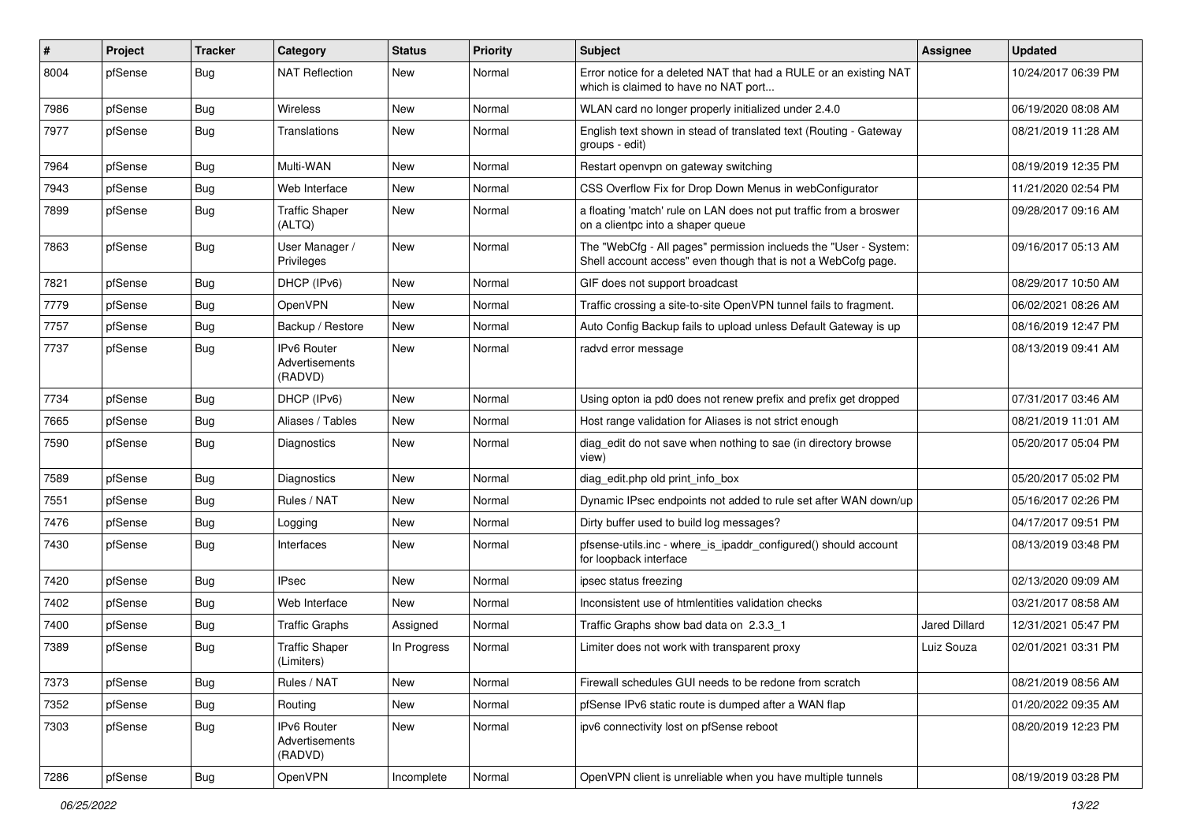| # | Project | Tracker | Category | Status | Priority | Subject | Assignee | Updated |
|---|---|---|---|---|---|---|---|---|
| 8004 | pfSense | Bug | NAT Reflection | New | Normal | Error notice for a deleted NAT that had a RULE or an existing NAT which is claimed to have no NAT port... | | 10/24/2017 06:39 PM |
| 7986 | pfSense | Bug | Wireless | New | Normal | WLAN card no longer properly initialized under 2.4.0 | | 06/19/2020 08:08 AM |
| 7977 | pfSense | Bug | Translations | New | Normal | English text shown in stead of translated text (Routing - Gateway groups - edit) | | 08/21/2019 11:28 AM |
| 7964 | pfSense | Bug | Multi-WAN | New | Normal | Restart openvpn on gateway switching | | 08/19/2019 12:35 PM |
| 7943 | pfSense | Bug | Web Interface | New | Normal | CSS Overflow Fix for Drop Down Menus in webConfigurator | | 11/21/2020 02:54 PM |
| 7899 | pfSense | Bug | Traffic Shaper (ALTQ) | New | Normal | a floating 'match' rule on LAN does not put traffic from a broswer on a clientpc into a shaper queue | | 09/28/2017 09:16 AM |
| 7863 | pfSense | Bug | User Manager / Privileges | New | Normal | The "WebCfg - All pages" permission inclueds the "User - System: Shell account access" even though that is not a WebCofg page. | | 09/16/2017 05:13 AM |
| 7821 | pfSense | Bug | DHCP (IPv6) | New | Normal | GIF does not support broadcast | | 08/29/2017 10:50 AM |
| 7779 | pfSense | Bug | OpenVPN | New | Normal | Traffic crossing a site-to-site OpenVPN tunnel fails to fragment. | | 06/02/2021 08:26 AM |
| 7757 | pfSense | Bug | Backup / Restore | New | Normal | Auto Config Backup fails to upload unless Default Gateway is up | | 08/16/2019 12:47 PM |
| 7737 | pfSense | Bug | IPv6 Router Advertisements (RADVD) | New | Normal | radvd error message | | 08/13/2019 09:41 AM |
| 7734 | pfSense | Bug | DHCP (IPv6) | New | Normal | Using opton ia pd0 does not renew prefix and prefix get dropped | | 07/31/2017 03:46 AM |
| 7665 | pfSense | Bug | Aliases / Tables | New | Normal | Host range validation for Aliases is not strict enough | | 08/21/2019 11:01 AM |
| 7590 | pfSense | Bug | Diagnostics | New | Normal | diag_edit do not save when nothing to sae (in directory browse view) | | 05/20/2017 05:04 PM |
| 7589 | pfSense | Bug | Diagnostics | New | Normal | diag_edit.php old print_info_box | | 05/20/2017 05:02 PM |
| 7551 | pfSense | Bug | Rules / NAT | New | Normal | Dynamic IPsec endpoints not added to rule set after WAN down/up | | 05/16/2017 02:26 PM |
| 7476 | pfSense | Bug | Logging | New | Normal | Dirty buffer used to build log messages? | | 04/17/2017 09:51 PM |
| 7430 | pfSense | Bug | Interfaces | New | Normal | pfsense-utils.inc - where_is_ipaddr_configured() should account for loopback interface | | 08/13/2019 03:48 PM |
| 7420 | pfSense | Bug | IPsec | New | Normal | ipsec status freezing | | 02/13/2020 09:09 AM |
| 7402 | pfSense | Bug | Web Interface | New | Normal | Inconsistent use of htmlentities validation checks | | 03/21/2017 08:58 AM |
| 7400 | pfSense | Bug | Traffic Graphs | Assigned | Normal | Traffic Graphs show bad data on 2.3.3_1 | Jared Dillard | 12/31/2021 05:47 PM |
| 7389 | pfSense | Bug | Traffic Shaper (Limiters) | In Progress | Normal | Limiter does not work with transparent proxy | Luiz Souza | 02/01/2021 03:31 PM |
| 7373 | pfSense | Bug | Rules / NAT | New | Normal | Firewall schedules GUI needs to be redone from scratch | | 08/21/2019 08:56 AM |
| 7352 | pfSense | Bug | Routing | New | Normal | pfSense IPv6 static route is dumped after a WAN flap | | 01/20/2022 09:35 AM |
| 7303 | pfSense | Bug | IPv6 Router Advertisements (RADVD) | New | Normal | ipv6 connectivity lost on pfSense reboot | | 08/20/2019 12:23 PM |
| 7286 | pfSense | Bug | OpenVPN | Incomplete | Normal | OpenVPN client is unreliable when you have multiple tunnels | | 08/19/2019 03:28 PM |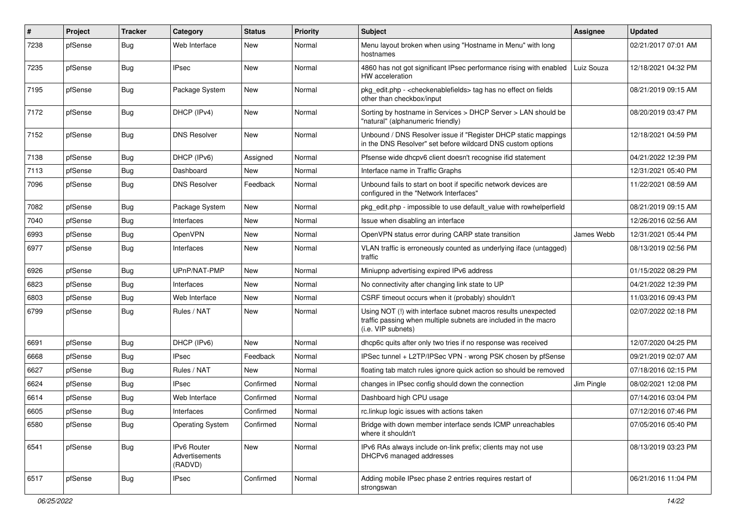| # | Project | Tracker | Category | Status | Priority | Subject | Assignee | Updated |
|---|---|---|---|---|---|---|---|---|
| 7238 | pfSense | Bug | Web Interface | New | Normal | Menu layout broken when using "Hostname in Menu" with long hostnames | | 02/21/2017 07:01 AM |
| 7235 | pfSense | Bug | IPsec | New | Normal | 4860 has not got significant IPsec performance rising with enabled HW acceleration | Luiz Souza | 12/18/2021 04:32 PM |
| 7195 | pfSense | Bug | Package System | New | Normal | pkg_edit.php - <checkenablefields> tag has no effect on fields other than checkbox/input | | 08/21/2019 09:15 AM |
| 7172 | pfSense | Bug | DHCP (IPv4) | New | Normal | Sorting by hostname in Services > DHCP Server > LAN should be "natural" (alphanumeric friendly) | | 08/20/2019 03:47 PM |
| 7152 | pfSense | Bug | DNS Resolver | New | Normal | Unbound / DNS Resolver issue if "Register DHCP static mappings in the DNS Resolver" set before wildcard DNS custom options | | 12/18/2021 04:59 PM |
| 7138 | pfSense | Bug | DHCP (IPv6) | Assigned | Normal | Pfsense wide dhcpv6 client doesn't recognise ifid statement | | 04/21/2022 12:39 PM |
| 7113 | pfSense | Bug | Dashboard | New | Normal | Interface name in Traffic Graphs | | 12/31/2021 05:40 PM |
| 7096 | pfSense | Bug | DNS Resolver | Feedback | Normal | Unbound fails to start on boot if specific network devices are configured in the "Network Interfaces" | | 11/22/2021 08:59 AM |
| 7082 | pfSense | Bug | Package System | New | Normal | pkg_edit.php - impossible to use default_value with rowhelperfield | | 08/21/2019 09:15 AM |
| 7040 | pfSense | Bug | Interfaces | New | Normal | Issue when disabling an interface | | 12/26/2016 02:56 AM |
| 6993 | pfSense | Bug | OpenVPN | New | Normal | OpenVPN status error during CARP state transition | James Webb | 12/31/2021 05:44 PM |
| 6977 | pfSense | Bug | Interfaces | New | Normal | VLAN traffic is erroneously counted as underlying iface (untagged) traffic | | 08/13/2019 02:56 PM |
| 6926 | pfSense | Bug | UPnP/NAT-PMP | New | Normal | Miniupnp advertising expired IPv6 address | | 01/15/2022 08:29 PM |
| 6823 | pfSense | Bug | Interfaces | New | Normal | No connectivity after changing link state to UP | | 04/21/2022 12:39 PM |
| 6803 | pfSense | Bug | Web Interface | New | Normal | CSRF timeout occurs when it (probably) shouldn't | | 11/03/2016 09:43 PM |
| 6799 | pfSense | Bug | Rules / NAT | New | Normal | Using NOT (!) with interface subnet macros results unexpected traffic passing when multiple subnets are included in the macro (i.e. VIP subnets) | | 02/07/2022 02:18 PM |
| 6691 | pfSense | Bug | DHCP (IPv6) | New | Normal | dhcp6c quits after only two tries if no response was received | | 12/07/2020 04:25 PM |
| 6668 | pfSense | Bug | IPsec | Feedback | Normal | IPSec tunnel + L2TP/IPSec VPN - wrong PSK chosen by pfSense | | 09/21/2019 02:07 AM |
| 6627 | pfSense | Bug | Rules / NAT | New | Normal | floating tab match rules ignore quick action so should be removed | | 07/18/2016 02:15 PM |
| 6624 | pfSense | Bug | IPsec | Confirmed | Normal | changes in IPsec config should down the connection | Jim Pingle | 08/02/2021 12:08 PM |
| 6614 | pfSense | Bug | Web Interface | Confirmed | Normal | Dashboard high CPU usage | | 07/14/2016 03:04 PM |
| 6605 | pfSense | Bug | Interfaces | Confirmed | Normal | rc.linkup logic issues with actions taken | | 07/12/2016 07:46 PM |
| 6580 | pfSense | Bug | Operating System | Confirmed | Normal | Bridge with down member interface sends ICMP unreachables where it shouldn't | | 07/05/2016 05:40 PM |
| 6541 | pfSense | Bug | IPv6 Router Advertisements (RADVD) | New | Normal | IPv6 RAs always include on-link prefix; clients may not use DHCPv6 managed addresses | | 08/13/2019 03:23 PM |
| 6517 | pfSense | Bug | IPsec | Confirmed | Normal | Adding mobile IPsec phase 2 entries requires restart of strongswan | | 06/21/2016 11:04 PM |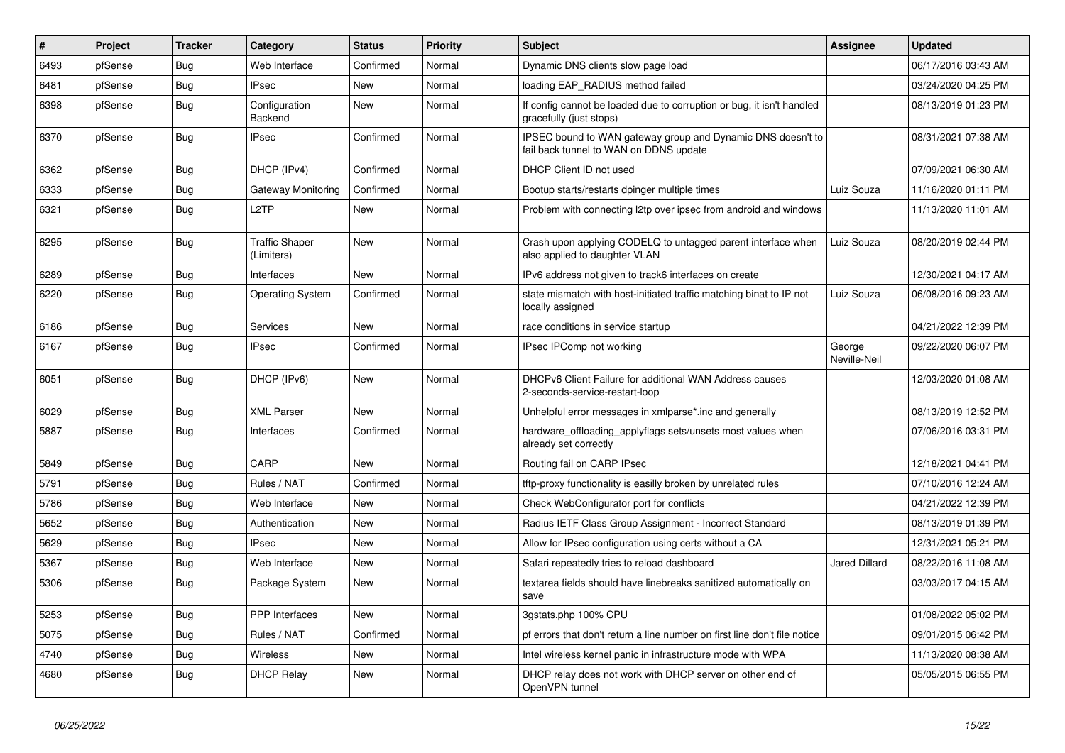| # | Project | Tracker | Category | Status | Priority | Subject | Assignee | Updated |
|---|---|---|---|---|---|---|---|---|
| 6493 | pfSense | Bug | Web Interface | Confirmed | Normal | Dynamic DNS clients slow page load | | 06/17/2016 03:43 AM |
| 6481 | pfSense | Bug | IPsec | New | Normal | loading EAP_RADIUS method failed | | 03/24/2020 04:25 PM |
| 6398 | pfSense | Bug | Configuration Backend | New | Normal | If config cannot be loaded due to corruption or bug, it isn't handled gracefully (just stops) | | 08/13/2019 01:23 PM |
| 6370 | pfSense | Bug | IPsec | Confirmed | Normal | IPSEC bound to WAN gateway group and Dynamic DNS doesn't to fail back tunnel to WAN on DDNS update | | 08/31/2021 07:38 AM |
| 6362 | pfSense | Bug | DHCP (IPv4) | Confirmed | Normal | DHCP Client ID not used | | 07/09/2021 06:30 AM |
| 6333 | pfSense | Bug | Gateway Monitoring | Confirmed | Normal | Bootup starts/restarts dpinger multiple times | Luiz Souza | 11/16/2020 01:11 PM |
| 6321 | pfSense | Bug | L2TP | New | Normal | Problem with connecting l2tp over ipsec from android and windows | | 11/13/2020 11:01 AM |
| 6295 | pfSense | Bug | Traffic Shaper (Limiters) | New | Normal | Crash upon applying CODELQ to untagged parent interface when also applied to daughter VLAN | Luiz Souza | 08/20/2019 02:44 PM |
| 6289 | pfSense | Bug | Interfaces | New | Normal | IPv6 address not given to track6 interfaces on create | | 12/30/2021 04:17 AM |
| 6220 | pfSense | Bug | Operating System | Confirmed | Normal | state mismatch with host-initiated traffic matching binat to IP not locally assigned | Luiz Souza | 06/08/2016 09:23 AM |
| 6186 | pfSense | Bug | Services | New | Normal | race conditions in service startup | | 04/21/2022 12:39 PM |
| 6167 | pfSense | Bug | IPsec | Confirmed | Normal | IPsec IPComp not working | George Neville-Neil | 09/22/2020 06:07 PM |
| 6051 | pfSense | Bug | DHCP (IPv6) | New | Normal | DHCPv6 Client Failure for additional WAN Address causes 2-seconds-service-restart-loop | | 12/03/2020 01:08 AM |
| 6029 | pfSense | Bug | XML Parser | New | Normal | Unhelpful error messages in xmlparse*.inc and generally | | 08/13/2019 12:52 PM |
| 5887 | pfSense | Bug | Interfaces | Confirmed | Normal | hardware_offloading_applyflags sets/unsets most values when already set correctly | | 07/06/2016 03:31 PM |
| 5849 | pfSense | Bug | CARP | New | Normal | Routing fail on CARP IPsec | | 12/18/2021 04:41 PM |
| 5791 | pfSense | Bug | Rules / NAT | Confirmed | Normal | tftp-proxy functionality is easilly broken by unrelated rules | | 07/10/2016 12:24 AM |
| 5786 | pfSense | Bug | Web Interface | New | Normal | Check WebConfigurator port for conflicts | | 04/21/2022 12:39 PM |
| 5652 | pfSense | Bug | Authentication | New | Normal | Radius IETF Class Group Assignment - Incorrect Standard | | 08/13/2019 01:39 PM |
| 5629 | pfSense | Bug | IPsec | New | Normal | Allow for IPsec configuration using certs without a CA | | 12/31/2021 05:21 PM |
| 5367 | pfSense | Bug | Web Interface | New | Normal | Safari repeatedly tries to reload dashboard | Jared Dillard | 08/22/2016 11:08 AM |
| 5306 | pfSense | Bug | Package System | New | Normal | textarea fields should have linebreaks sanitized automatically on save | | 03/03/2017 04:15 AM |
| 5253 | pfSense | Bug | PPP Interfaces | New | Normal | 3gstats.php 100% CPU | | 01/08/2022 05:02 PM |
| 5075 | pfSense | Bug | Rules / NAT | Confirmed | Normal | pf errors that don't return a line number on first line don't file notice | | 09/01/2015 06:42 PM |
| 4740 | pfSense | Bug | Wireless | New | Normal | Intel wireless kernel panic in infrastructure mode with WPA | | 11/13/2020 08:38 AM |
| 4680 | pfSense | Bug | DHCP Relay | New | Normal | DHCP relay does not work with DHCP server on other end of OpenVPN tunnel | | 05/05/2015 06:55 PM |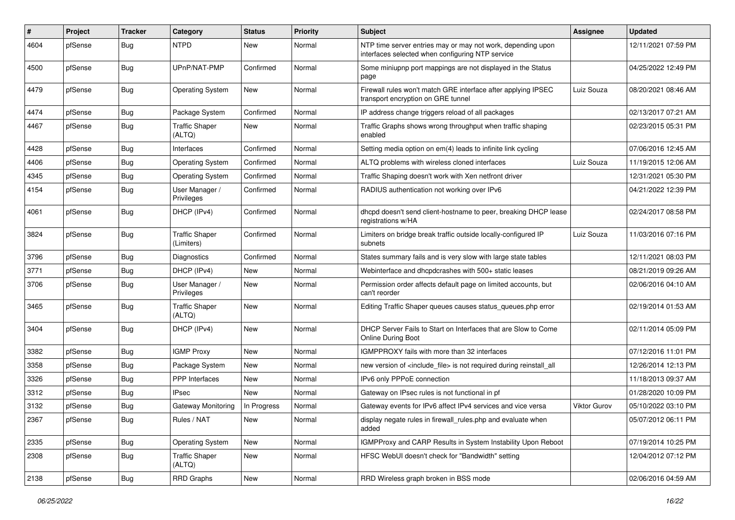| # | Project | Tracker | Category | Status | Priority | Subject | Assignee | Updated |
|---|---|---|---|---|---|---|---|---|
| 4604 | pfSense | Bug | NTPD | New | Normal | NTP time server entries may or may not work, depending upon interfaces selected when configuring NTP service | | 12/11/2021 07:59 PM |
| 4500 | pfSense | Bug | UPnP/NAT-PMP | Confirmed | Normal | Some miniupnp port mappings are not displayed in the Status page | | 04/25/2022 12:49 PM |
| 4479 | pfSense | Bug | Operating System | New | Normal | Firewall rules won't match GRE interface after applying IPSEC transport encryption on GRE tunnel | Luiz Souza | 08/20/2021 08:46 AM |
| 4474 | pfSense | Bug | Package System | Confirmed | Normal | IP address change triggers reload of all packages | | 02/13/2017 07:21 AM |
| 4467 | pfSense | Bug | Traffic Shaper (ALTQ) | New | Normal | Traffic Graphs shows wrong throughput when traffic shaping enabled | | 02/23/2015 05:31 PM |
| 4428 | pfSense | Bug | Interfaces | Confirmed | Normal | Setting media option on em(4) leads to infinite link cycling | | 07/06/2016 12:45 AM |
| 4406 | pfSense | Bug | Operating System | Confirmed | Normal | ALTQ problems with wireless cloned interfaces | Luiz Souza | 11/19/2015 12:06 AM |
| 4345 | pfSense | Bug | Operating System | Confirmed | Normal | Traffic Shaping doesn't work with Xen netfront driver | | 12/31/2021 05:30 PM |
| 4154 | pfSense | Bug | User Manager / Privileges | Confirmed | Normal | RADIUS authentication not working over IPv6 | | 04/21/2022 12:39 PM |
| 4061 | pfSense | Bug | DHCP (IPv4) | Confirmed | Normal | dhcpd doesn't send client-hostname to peer, breaking DHCP lease registrations w/HA | | 02/24/2017 08:58 PM |
| 3824 | pfSense | Bug | Traffic Shaper (Limiters) | Confirmed | Normal | Limiters on bridge break traffic outside locally-configured IP subnets | Luiz Souza | 11/03/2016 07:16 PM |
| 3796 | pfSense | Bug | Diagnostics | Confirmed | Normal | States summary fails and is very slow with large state tables | | 12/11/2021 08:03 PM |
| 3771 | pfSense | Bug | DHCP (IPv4) | New | Normal | Webinterface and dhcpdcrashes with 500+ static leases | | 08/21/2019 09:26 AM |
| 3706 | pfSense | Bug | User Manager / Privileges | New | Normal | Permission order affects default page on limited accounts, but can't reorder | | 02/06/2016 04:10 AM |
| 3465 | pfSense | Bug | Traffic Shaper (ALTQ) | New | Normal | Editing Traffic Shaper queues causes status_queues.php error | | 02/19/2014 01:53 AM |
| 3404 | pfSense | Bug | DHCP (IPv4) | New | Normal | DHCP Server Fails to Start on Interfaces that are Slow to Come Online During Boot | | 02/11/2014 05:09 PM |
| 3382 | pfSense | Bug | IGMP Proxy | New | Normal | IGMPPROXY fails with more than 32 interfaces | | 07/12/2016 11:01 PM |
| 3358 | pfSense | Bug | Package System | New | Normal | new version of <include_file> is not required during reinstall_all | | 12/26/2014 12:13 PM |
| 3326 | pfSense | Bug | PPP Interfaces | New | Normal | IPv6 only PPPoE connection | | 11/18/2013 09:37 AM |
| 3312 | pfSense | Bug | IPsec | New | Normal | Gateway on IPsec rules is not functional in pf | | 01/28/2020 10:09 PM |
| 3132 | pfSense | Bug | Gateway Monitoring | In Progress | Normal | Gateway events for IPv6 affect IPv4 services and vice versa | Viktor Gurov | 05/10/2022 03:10 PM |
| 2367 | pfSense | Bug | Rules / NAT | New | Normal | display negate rules in firewall_rules.php and evaluate when added | | 05/07/2012 06:11 PM |
| 2335 | pfSense | Bug | Operating System | New | Normal | IGMPProxy and CARP Results in System Instability Upon Reboot | | 07/19/2014 10:25 PM |
| 2308 | pfSense | Bug | Traffic Shaper (ALTQ) | New | Normal | HFSC WebUI doesn't check for "Bandwidth" setting | | 12/04/2012 07:12 PM |
| 2138 | pfSense | Bug | RRD Graphs | New | Normal | RRD Wireless graph broken in BSS mode | | 02/06/2016 04:59 AM |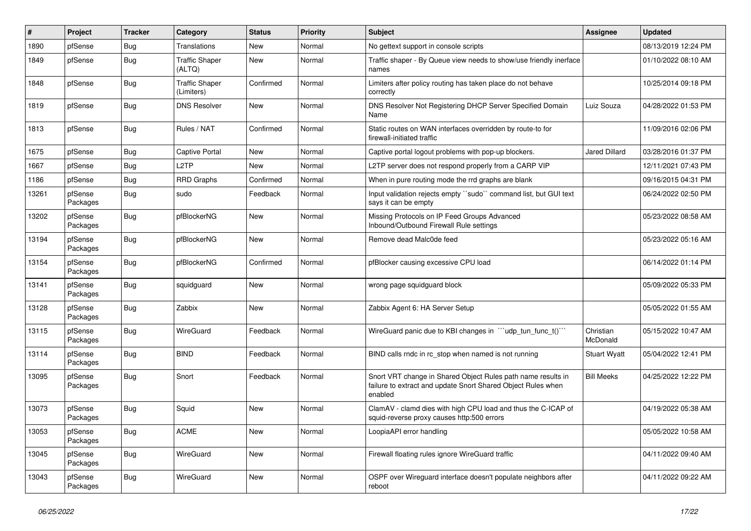| # | Project | Tracker | Category | Status | Priority | Subject | Assignee | Updated |
|---|---|---|---|---|---|---|---|---|
| 1890 | pfSense | Bug | Translations | New | Normal | No gettext support in console scripts | | 08/13/2019 12:24 PM |
| 1849 | pfSense | Bug | Traffic Shaper (ALTQ) | New | Normal | Traffic shaper - By Queue view needs to show/use friendly inerface names | | 01/10/2022 08:10 AM |
| 1848 | pfSense | Bug | Traffic Shaper (Limiters) | Confirmed | Normal | Limiters after policy routing has taken place do not behave correctly | | 10/25/2014 09:18 PM |
| 1819 | pfSense | Bug | DNS Resolver | New | Normal | DNS Resolver Not Registering DHCP Server Specified Domain Name | Luiz Souza | 04/28/2022 01:53 PM |
| 1813 | pfSense | Bug | Rules / NAT | Confirmed | Normal | Static routes on WAN interfaces overridden by route-to for firewall-initiated traffic | | 11/09/2016 02:06 PM |
| 1675 | pfSense | Bug | Captive Portal | New | Normal | Captive portal logout problems with pop-up blockers. | Jared Dillard | 03/28/2016 01:37 PM |
| 1667 | pfSense | Bug | L2TP | New | Normal | L2TP server does not respond properly from a CARP VIP | | 12/11/2021 07:43 PM |
| 1186 | pfSense | Bug | RRD Graphs | Confirmed | Normal | When in pure routing mode the rrd graphs are blank | | 09/16/2015 04:31 PM |
| 13261 | pfSense Packages | Bug | sudo | Feedback | Normal | Input validation rejects empty ``sudo`` command list, but GUI text says it can be empty | | 06/24/2022 02:50 PM |
| 13202 | pfSense Packages | Bug | pfBlockerNG | New | Normal | Missing Protocols on IP Feed Groups Advanced Inbound/Outbound Firewall Rule settings | | 05/23/2022 08:58 AM |
| 13194 | pfSense Packages | Bug | pfBlockerNG | New | Normal | Remove dead Malc0de feed | | 05/23/2022 05:16 AM |
| 13154 | pfSense Packages | Bug | pfBlockerNG | Confirmed | Normal | pfBlocker causing excessive CPU load | | 06/14/2022 01:14 PM |
| 13141 | pfSense Packages | Bug | squidguard | New | Normal | wrong page squidguard block | | 05/09/2022 05:33 PM |
| 13128 | pfSense Packages | Bug | Zabbix | New | Normal | Zabbix Agent 6: HA Server Setup | | 05/05/2022 01:55 AM |
| 13115 | pfSense Packages | Bug | WireGuard | Feedback | Normal | WireGuard panic due to KBI changes in ```udp_tun_func_t()``` | Christian McDonald | 05/15/2022 10:47 AM |
| 13114 | pfSense Packages | Bug | BIND | Feedback | Normal | BIND calls rndc in rc_stop when named is not running | Stuart Wyatt | 05/04/2022 12:41 PM |
| 13095 | pfSense Packages | Bug | Snort | Feedback | Normal | Snort VRT change in Shared Object Rules path name results in failure to extract and update Snort Shared Object Rules when enabled | Bill Meeks | 04/25/2022 12:22 PM |
| 13073 | pfSense Packages | Bug | Squid | New | Normal | ClamAV - clamd dies with high CPU load and thus the C-ICAP of squid-reverse proxy causes http:500 errors | | 04/19/2022 05:38 AM |
| 13053 | pfSense Packages | Bug | ACME | New | Normal | LoopiaAPI error handling | | 05/05/2022 10:58 AM |
| 13045 | pfSense Packages | Bug | WireGuard | New | Normal | Firewall floating rules ignore WireGuard traffic | | 04/11/2022 09:40 AM |
| 13043 | pfSense Packages | Bug | WireGuard | New | Normal | OSPF over Wireguard interface doesn't populate neighbors after reboot | | 04/11/2022 09:22 AM |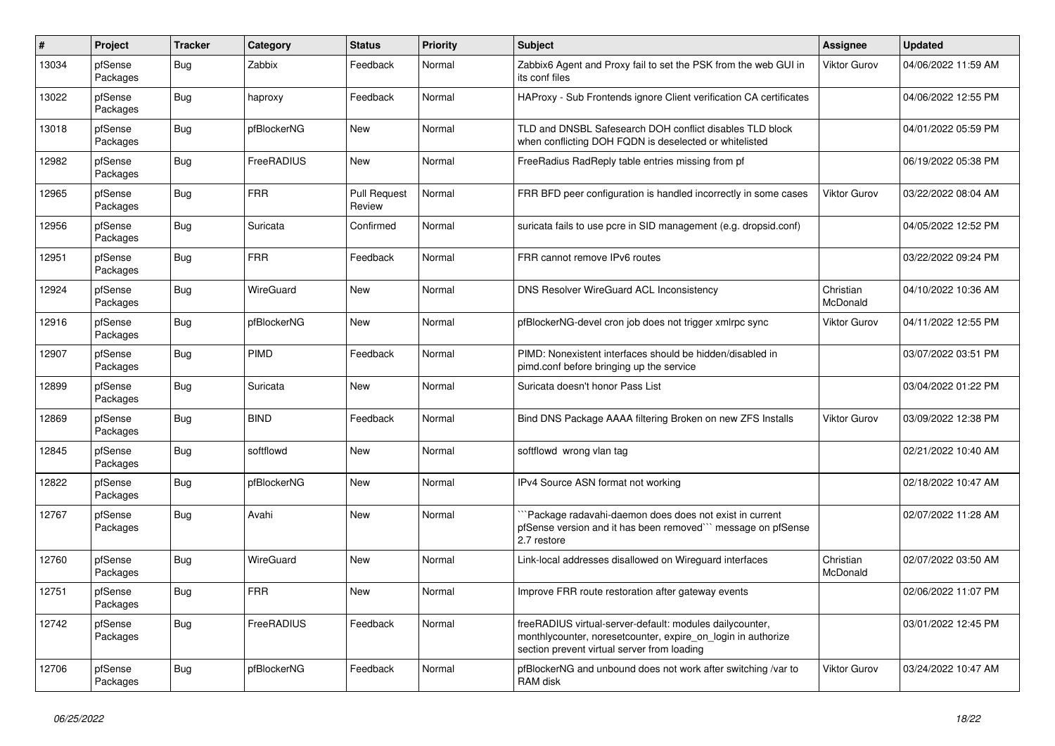| # | Project | Tracker | Category | Status | Priority | Subject | Assignee | Updated |
|---|---|---|---|---|---|---|---|---|
| 13034 | pfSense Packages | Bug | Zabbix | Feedback | Normal | Zabbix6 Agent and Proxy fail to set the PSK from the web GUI in its conf files | Viktor Gurov | 04/06/2022 11:59 AM |
| 13022 | pfSense Packages | Bug | haproxy | Feedback | Normal | HAProxy - Sub Frontends ignore Client verification CA certificates | | 04/06/2022 12:55 PM |
| 13018 | pfSense Packages | Bug | pfBlockerNG | New | Normal | TLD and DNSBL Safesearch DOH conflict disables TLD block when conflicting DOH FQDN is deselected or whitelisted | | 04/01/2022 05:59 PM |
| 12982 | pfSense Packages | Bug | FreeRADIUS | New | Normal | FreeRadius RadReply table entries missing from pf | | 06/19/2022 05:38 PM |
| 12965 | pfSense Packages | Bug | FRR | Pull Request Review | Normal | FRR BFD peer configuration is handled incorrectly in some cases | Viktor Gurov | 03/22/2022 08:04 AM |
| 12956 | pfSense Packages | Bug | Suricata | Confirmed | Normal | suricata fails to use pcre in SID management (e.g. dropsid.conf) | | 04/05/2022 12:52 PM |
| 12951 | pfSense Packages | Bug | FRR | Feedback | Normal | FRR cannot remove IPv6 routes | | 03/22/2022 09:24 PM |
| 12924 | pfSense Packages | Bug | WireGuard | New | Normal | DNS Resolver WireGuard ACL Inconsistency | Christian McDonald | 04/10/2022 10:36 AM |
| 12916 | pfSense Packages | Bug | pfBlockerNG | New | Normal | pfBlockerNG-devel cron job does not trigger xmlrpc sync | Viktor Gurov | 04/11/2022 12:55 PM |
| 12907 | pfSense Packages | Bug | PIMD | Feedback | Normal | PIMD: Nonexistent interfaces should be hidden/disabled in pimd.conf before bringing up the service | | 03/07/2022 03:51 PM |
| 12899 | pfSense Packages | Bug | Suricata | New | Normal | Suricata doesn't honor Pass List | | 03/04/2022 01:22 PM |
| 12869 | pfSense Packages | Bug | BIND | Feedback | Normal | Bind DNS Package AAAA filtering Broken on new ZFS Installs | Viktor Gurov | 03/09/2022 12:38 PM |
| 12845 | pfSense Packages | Bug | softflowd | New | Normal | softflowd wrong vlan tag | | 02/21/2022 10:40 AM |
| 12822 | pfSense Packages | Bug | pfBlockerNG | New | Normal | IPv4 Source ASN format not working | | 02/18/2022 10:47 AM |
| 12767 | pfSense Packages | Bug | Avahi | New | Normal | ```Package radavahi-daemon does does not exist in current pfSense version and it has been removed``` message on pfSense 2.7 restore | | 02/07/2022 11:28 AM |
| 12760 | pfSense Packages | Bug | WireGuard | New | Normal | Link-local addresses disallowed on Wireguard interfaces | Christian McDonald | 02/07/2022 03:50 AM |
| 12751 | pfSense Packages | Bug | FRR | New | Normal | Improve FRR route restoration after gateway events | | 02/06/2022 11:07 PM |
| 12742 | pfSense Packages | Bug | FreeRADIUS | Feedback | Normal | freeRADIUS virtual-server-default: modules dailycounter, monthlycounter, noresetcounter, expire_on_login in authorize section prevent virtual server from loading | | 03/01/2022 12:45 PM |
| 12706 | pfSense Packages | Bug | pfBlockerNG | Feedback | Normal | pfBlockerNG and unbound does not work after switching /var to RAM disk | Viktor Gurov | 03/24/2022 10:47 AM |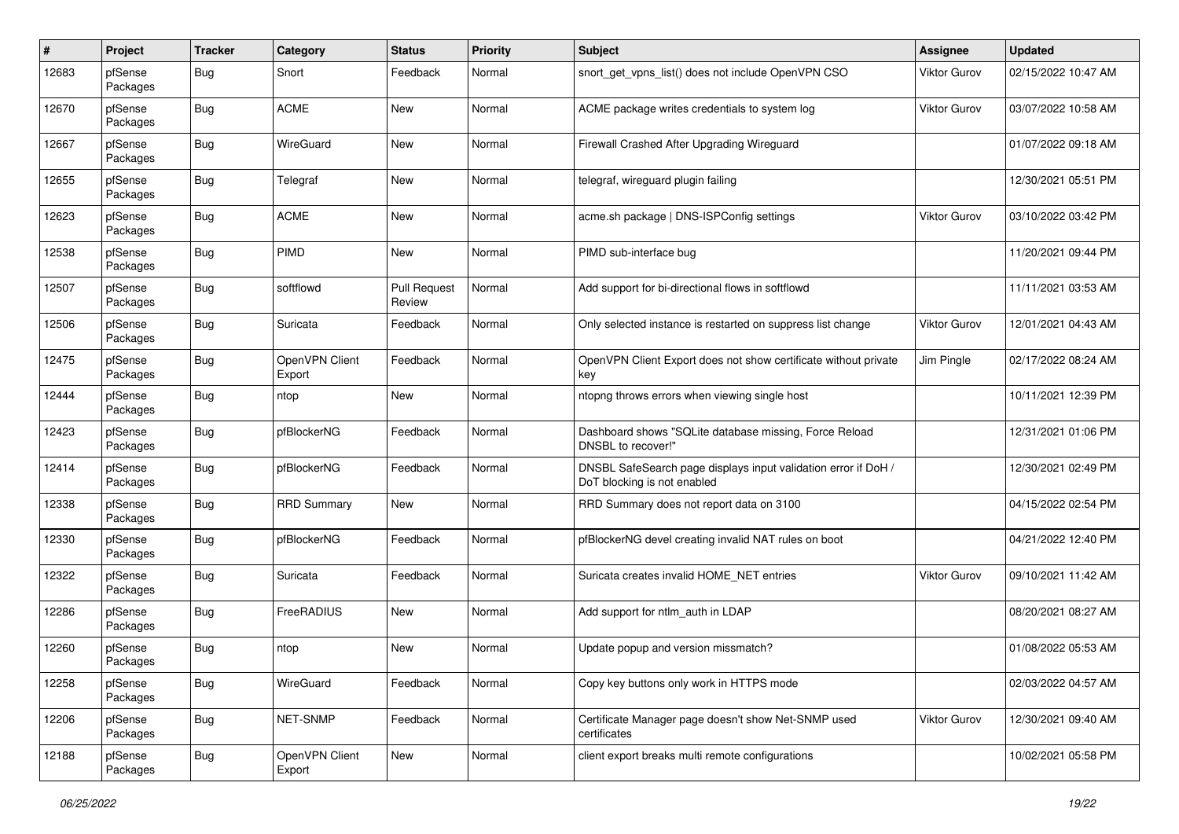| # | Project | Tracker | Category | Status | Priority | Subject | Assignee | Updated |
|---|---|---|---|---|---|---|---|---|
| 12683 | pfSense Packages | Bug | Snort | Feedback | Normal | snort_get_vpns_list() does not include OpenVPN CSO | Viktor Gurov | 02/15/2022 10:47 AM |
| 12670 | pfSense Packages | Bug | ACME | New | Normal | ACME package writes credentials to system log | Viktor Gurov | 03/07/2022 10:58 AM |
| 12667 | pfSense Packages | Bug | WireGuard | New | Normal | Firewall Crashed After Upgrading Wireguard | | 01/07/2022 09:18 AM |
| 12655 | pfSense Packages | Bug | Telegraf | New | Normal | telegraf, wireguard plugin failing | | 12/30/2021 05:51 PM |
| 12623 | pfSense Packages | Bug | ACME | New | Normal | acme.sh package \| DNS-ISPConfig settings | Viktor Gurov | 03/10/2022 03:42 PM |
| 12538 | pfSense Packages | Bug | PIMD | New | Normal | PIMD sub-interface bug | | 11/20/2021 09:44 PM |
| 12507 | pfSense Packages | Bug | softflowd | Pull Request Review | Normal | Add support for bi-directional flows in softflowd | | 11/11/2021 03:53 AM |
| 12506 | pfSense Packages | Bug | Suricata | Feedback | Normal | Only selected instance is restarted on suppress list change | Viktor Gurov | 12/01/2021 04:43 AM |
| 12475 | pfSense Packages | Bug | OpenVPN Client Export | Feedback | Normal | OpenVPN Client Export does not show certificate without private key | Jim Pingle | 02/17/2022 08:24 AM |
| 12444 | pfSense Packages | Bug | ntop | New | Normal | ntopng throws errors when viewing single host | | 10/11/2021 12:39 PM |
| 12423 | pfSense Packages | Bug | pfBlockerNG | Feedback | Normal | Dashboard shows "SQLite database missing, Force Reload DNSBL to recover!" | | 12/31/2021 01:06 PM |
| 12414 | pfSense Packages | Bug | pfBlockerNG | Feedback | Normal | DNSBL SafeSearch page displays input validation error if DoH / DoT blocking is not enabled | | 12/30/2021 02:49 PM |
| 12338 | pfSense Packages | Bug | RRD Summary | New | Normal | RRD Summary does not report data on 3100 | | 04/15/2022 02:54 PM |
| 12330 | pfSense Packages | Bug | pfBlockerNG | Feedback | Normal | pfBlockerNG devel creating invalid NAT rules on boot | | 04/21/2022 12:40 PM |
| 12322 | pfSense Packages | Bug | Suricata | Feedback | Normal | Suricata creates invalid HOME_NET entries | Viktor Gurov | 09/10/2021 11:42 AM |
| 12286 | pfSense Packages | Bug | FreeRADIUS | New | Normal | Add support for ntlm_auth in LDAP | | 08/20/2021 08:27 AM |
| 12260 | pfSense Packages | Bug | ntop | New | Normal | Update popup and version missmatch? | | 01/08/2022 05:53 AM |
| 12258 | pfSense Packages | Bug | WireGuard | Feedback | Normal | Copy key buttons only work in HTTPS mode | | 02/03/2022 04:57 AM |
| 12206 | pfSense Packages | Bug | NET-SNMP | Feedback | Normal | Certificate Manager page doesn't show Net-SNMP used certificates | Viktor Gurov | 12/30/2021 09:40 AM |
| 12188 | pfSense Packages | Bug | OpenVPN Client Export | New | Normal | client export breaks multi remote configurations | | 10/02/2021 05:58 PM |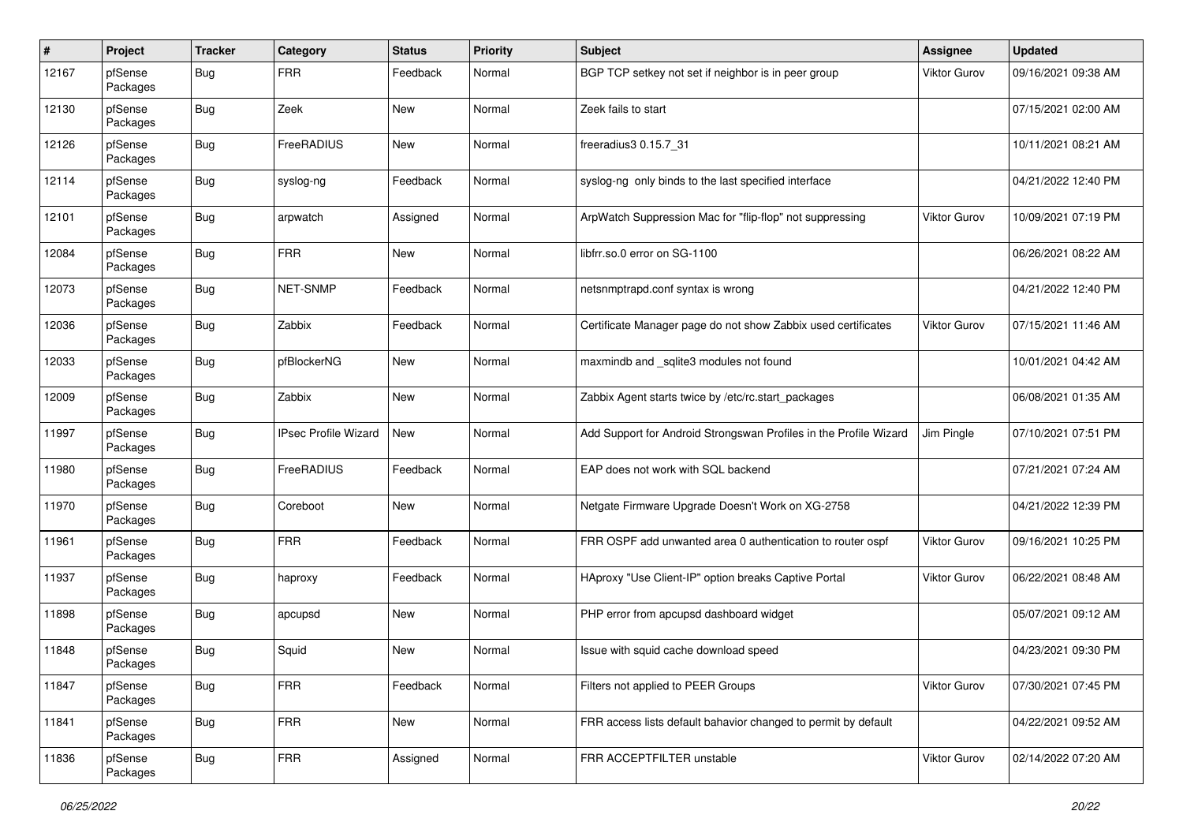| # | Project | Tracker | Category | Status | Priority | Subject | Assignee | Updated |
|---|---|---|---|---|---|---|---|---|
| 12167 | pfSense Packages | Bug | FRR | Feedback | Normal | BGP TCP setkey not set if neighbor is in peer group | Viktor Gurov | 09/16/2021 09:38 AM |
| 12130 | pfSense Packages | Bug | Zeek | New | Normal | Zeek fails to start | | 07/15/2021 02:00 AM |
| 12126 | pfSense Packages | Bug | FreeRADIUS | New | Normal | freeradius3 0.15.7_31 | | 10/11/2021 08:21 AM |
| 12114 | pfSense Packages | Bug | syslog-ng | Feedback | Normal | syslog-ng only binds to the last specified interface | | 04/21/2022 12:40 PM |
| 12101 | pfSense Packages | Bug | arpwatch | Assigned | Normal | ArpWatch Suppression Mac for "flip-flop" not suppressing | Viktor Gurov | 10/09/2021 07:19 PM |
| 12084 | pfSense Packages | Bug | FRR | New | Normal | libfrr.so.0 error on SG-1100 | | 06/26/2021 08:22 AM |
| 12073 | pfSense Packages | Bug | NET-SNMP | Feedback | Normal | netsnmptrapd.conf syntax is wrong | | 04/21/2022 12:40 PM |
| 12036 | pfSense Packages | Bug | Zabbix | Feedback | Normal | Certificate Manager page do not show Zabbix used certificates | Viktor Gurov | 07/15/2021 11:46 AM |
| 12033 | pfSense Packages | Bug | pfBlockerNG | New | Normal | maxmindb and _sqlite3 modules not found | | 10/01/2021 04:42 AM |
| 12009 | pfSense Packages | Bug | Zabbix | New | Normal | Zabbix Agent starts twice by /etc/rc.start_packages | | 06/08/2021 01:35 AM |
| 11997 | pfSense Packages | Bug | IPsec Profile Wizard | New | Normal | Add Support for Android Strongswan Profiles in the Profile Wizard | Jim Pingle | 07/10/2021 07:51 PM |
| 11980 | pfSense Packages | Bug | FreeRADIUS | Feedback | Normal | EAP does not work with SQL backend | | 07/21/2021 07:24 AM |
| 11970 | pfSense Packages | Bug | Coreboot | New | Normal | Netgate Firmware Upgrade Doesn't Work on XG-2758 | | 04/21/2022 12:39 PM |
| 11961 | pfSense Packages | Bug | FRR | Feedback | Normal | FRR OSPF add unwanted area 0 authentication to router ospf | Viktor Gurov | 09/16/2021 10:25 PM |
| 11937 | pfSense Packages | Bug | haproxy | Feedback | Normal | HAproxy "Use Client-IP" option breaks Captive Portal | Viktor Gurov | 06/22/2021 08:48 AM |
| 11898 | pfSense Packages | Bug | apcupsd | New | Normal | PHP error from apcupsd dashboard widget | | 05/07/2021 09:12 AM |
| 11848 | pfSense Packages | Bug | Squid | New | Normal | Issue with squid cache download speed | | 04/23/2021 09:30 PM |
| 11847 | pfSense Packages | Bug | FRR | Feedback | Normal | Filters not applied to PEER Groups | Viktor Gurov | 07/30/2021 07:45 PM |
| 11841 | pfSense Packages | Bug | FRR | New | Normal | FRR access lists default bahavior changed to permit by default | | 04/22/2021 09:52 AM |
| 11836 | pfSense Packages | Bug | FRR | Assigned | Normal | FRR ACCEPTFILTER unstable | Viktor Gurov | 02/14/2022 07:20 AM |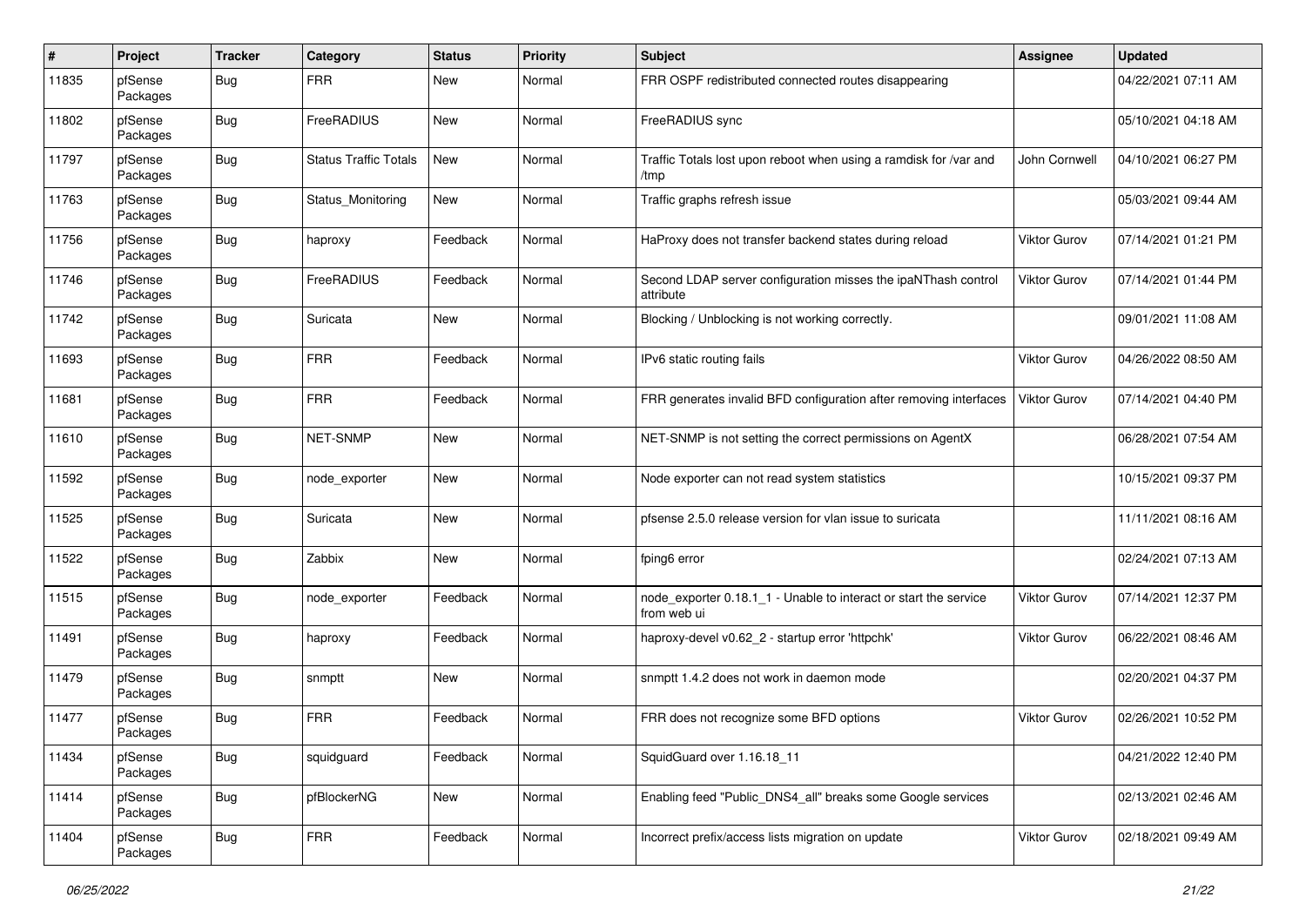| # | Project | Tracker | Category | Status | Priority | Subject | Assignee | Updated |
|---|---|---|---|---|---|---|---|---|
| 11835 | pfSense Packages | Bug | FRR | New | Normal | FRR OSPF redistributed connected routes disappearing | | 04/22/2021 07:11 AM |
| 11802 | pfSense Packages | Bug | FreeRADIUS | New | Normal | FreeRADIUS sync | | 05/10/2021 04:18 AM |
| 11797 | pfSense Packages | Bug | Status Traffic Totals | New | Normal | Traffic Totals lost upon reboot when using a ramdisk for /var and /tmp | John Cornwell | 04/10/2021 06:27 PM |
| 11763 | pfSense Packages | Bug | Status_Monitoring | New | Normal | Traffic graphs refresh issue | | 05/03/2021 09:44 AM |
| 11756 | pfSense Packages | Bug | haproxy | Feedback | Normal | HaProxy does not transfer backend states during reload | Viktor Gurov | 07/14/2021 01:21 PM |
| 11746 | pfSense Packages | Bug | FreeRADIUS | Feedback | Normal | Second LDAP server configuration misses the ipaNThash control attribute | Viktor Gurov | 07/14/2021 01:44 PM |
| 11742 | pfSense Packages | Bug | Suricata | New | Normal | Blocking / Unblocking is not working correctly. | | 09/01/2021 11:08 AM |
| 11693 | pfSense Packages | Bug | FRR | Feedback | Normal | IPv6 static routing fails | Viktor Gurov | 04/26/2022 08:50 AM |
| 11681 | pfSense Packages | Bug | FRR | Feedback | Normal | FRR generates invalid BFD configuration after removing interfaces | Viktor Gurov | 07/14/2021 04:40 PM |
| 11610 | pfSense Packages | Bug | NET-SNMP | New | Normal | NET-SNMP is not setting the correct permissions on AgentX | | 06/28/2021 07:54 AM |
| 11592 | pfSense Packages | Bug | node_exporter | New | Normal | Node exporter can not read system statistics | | 10/15/2021 09:37 PM |
| 11525 | pfSense Packages | Bug | Suricata | New | Normal | pfsense 2.5.0 release version for vlan issue to suricata | | 11/11/2021 08:16 AM |
| 11522 | pfSense Packages | Bug | Zabbix | New | Normal | fping6 error | | 02/24/2021 07:13 AM |
| 11515 | pfSense Packages | Bug | node_exporter | Feedback | Normal | node_exporter 0.18.1_1 - Unable to interact or start the service from web ui | Viktor Gurov | 07/14/2021 12:37 PM |
| 11491 | pfSense Packages | Bug | haproxy | Feedback | Normal | haproxy-devel v0.62_2 - startup error 'httpchk' | Viktor Gurov | 06/22/2021 08:46 AM |
| 11479 | pfSense Packages | Bug | snmptt | New | Normal | snmptt 1.4.2 does not work in daemon mode | | 02/20/2021 04:37 PM |
| 11477 | pfSense Packages | Bug | FRR | Feedback | Normal | FRR does not recognize some BFD options | Viktor Gurov | 02/26/2021 10:52 PM |
| 11434 | pfSense Packages | Bug | squidguard | Feedback | Normal | SquidGuard over 1.16.18_11 | | 04/21/2022 12:40 PM |
| 11414 | pfSense Packages | Bug | pfBlockerNG | New | Normal | Enabling feed "Public_DNS4_all" breaks some Google services | | 02/13/2021 02:46 AM |
| 11404 | pfSense Packages | Bug | FRR | Feedback | Normal | Incorrect prefix/access lists migration on update | Viktor Gurov | 02/18/2021 09:49 AM |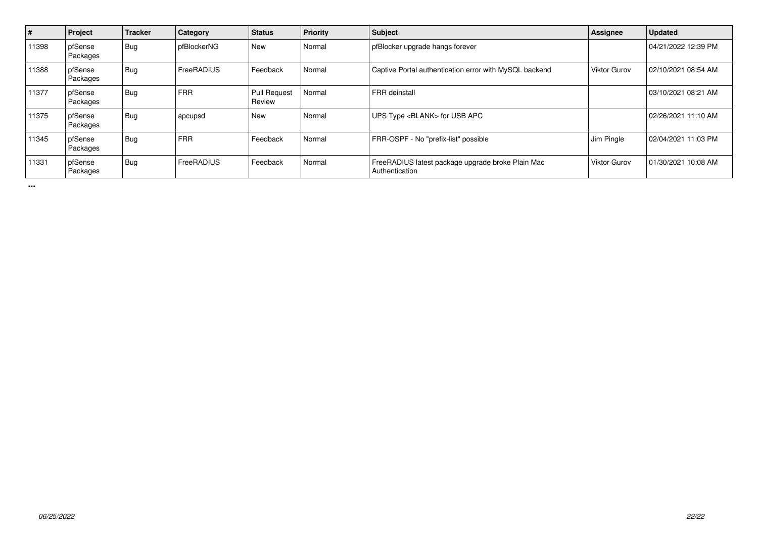| # | Project | Tracker | Category | Status | Priority | Subject | Assignee | Updated |
|---|---|---|---|---|---|---|---|---|
| 11398 | pfSense Packages | Bug | pfBlockerNG | New | Normal | pfBlocker upgrade hangs forever | | 04/21/2022 12:39 PM |
| 11388 | pfSense Packages | Bug | FreeRADIUS | Feedback | Normal | Captive Portal authentication error with MySQL backend | Viktor Gurov | 02/10/2021 08:54 AM |
| 11377 | pfSense Packages | Bug | FRR | Pull Request Review | Normal | FRR deinstall | | 03/10/2021 08:21 AM |
| 11375 | pfSense Packages | Bug | apcupsd | New | Normal | UPS Type <BLANK> for USB APC | | 02/26/2021 11:10 AM |
| 11345 | pfSense Packages | Bug | FRR | Feedback | Normal | FRR-OSPF - No "prefix-list" possible | Jim Pingle | 02/04/2021 11:03 PM |
| 11331 | pfSense Packages | Bug | FreeRADIUS | Feedback | Normal | FreeRADIUS latest package upgrade broke Plain Mac Authentication | Viktor Gurov | 01/30/2021 10:08 AM |

...